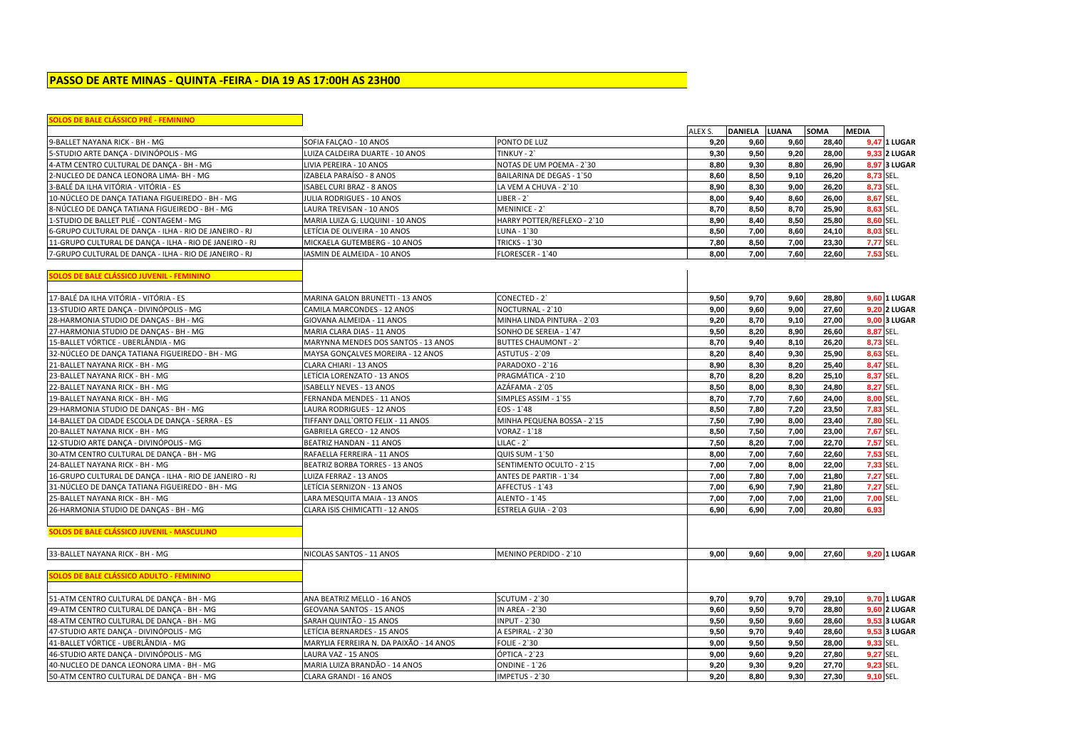## PASSO DE ARTE MINAS - QUINTA -FEIRA - DIA 19 AS 17:00H AS 23H00

### SOLOS DE BALE CLÁSSICO PRÉ - FEMININO

| | | | ALEX S. | DANIELA | LUANA | SOMA | MEDIA | |
|---|---|---|---|---|---|---|---|---|
| 9-BALLET NAYANA RICK - BH - MG | SOFIA FALÇAO - 10 ANOS | PONTO DE LUZ | 9,20 | 9,60 | 9,60 | 28,40 | 9,47 | 1 LUGAR |
| 5-STUDIO ARTE DANÇA - DIVINÓPOLIS - MG | LUIZA CALDEIRA DUARTE - 10 ANOS | TINKUY - 2` | 9,30 | 9,50 | 9,20 | 28,00 | 9,33 | 2 LUGAR |
| 4-ATM CENTRO CULTURAL DE DANÇA - BH - MG | LIVIA PEREIRA - 10 ANOS | NOTAS DE UM POEMA - 2`30 | 8,80 | 9,30 | 8,80 | 26,90 | 8,97 | 3 LUGAR |
| 2-NUCLEO DE DANCA LEONORA LIMA- BH - MG | IZABELA PARAÍSO - 8 ANOS | BAILARINA DE DEGAS - 1`50 | 8,60 | 8,50 | 9,10 | 26,20 | 8,73 | SEL. |
| 3-BALÉ DA ILHA VITÓRIA - VITÓRIA - ES | ISABEL CURI BRAZ - 8 ANOS | LA VEM A CHUVA - 2`10 | 8,90 | 8,30 | 9,00 | 26,20 | 8,73 | SEL. |
| 10-NÚCLEO DE DANÇA TATIANA FIGUEIREDO - BH - MG | JULIA RODRIGUES - 10 ANOS | LIBER - 2` | 8,00 | 9,40 | 8,60 | 26,00 | 8,67 | SEL. |
| 8-NÚCLEO DE DANÇA TATIANA FIGUEIREDO - BH - MG | LAURA TREVISAN - 10 ANOS | MENINICE - 2` | 8,70 | 8,50 | 8,70 | 25,90 | 8,63 | SEL. |
| 1-STUDIO DE BALLET PLIÉ - CONTAGEM - MG | MARIA LUIZA G. LUQUINI - 10 ANOS | HARRY POTTER/REFLEXO - 2`10 | 8,90 | 8,40 | 8,50 | 25,80 | 8,60 | SEL. |
| 6-GRUPO CULTURAL DE DANÇA - ILHA - RIO DE JANEIRO - RJ | LETÍCIA DE OLIVEIRA - 10 ANOS | LUNA - 1`30 | 8,50 | 7,00 | 8,60 | 24,10 | 8,03 | SEL. |
| 11-GRUPO CULTURAL DE DANÇA - ILHA - RIO DE JANEIRO - RJ | MICKAELA GUTEMBERG - 10 ANOS | TRICKS - 1`30 | 7,80 | 8,50 | 7,00 | 23,30 | 7,77 | SEL. |
| 7-GRUPO CULTURAL DE DANÇA - ILHA - RIO DE JANEIRO - RJ | IASMIN DE ALMEIDA - 10 ANOS | FLORESCER - 1`40 | 8,00 | 7,00 | 7,60 | 22,60 | 7,53 | SEL. |

### SOLOS DE BALE CLÁSSICO JUVENIL - FEMININO

| | | | ALEX S. | DANIELA | LUANA | SOMA | MEDIA | |
|---|---|---|---|---|---|---|---|---|
| 17-BALÉ DA ILHA VITÓRIA - VITÓRIA - ES | MARINA GALON BRUNETTI - 13 ANOS | CONECTED - 2` | 9,50 | 9,70 | 9,60 | 28,80 | 9,60 | 1 LUGAR |
| 13-STUDIO ARTE DANÇA - DIVINÓPOLIS - MG | CAMILA MARCONDES - 12 ANOS | NOCTURNAL - 2`10 | 9,00 | 9,60 | 9,00 | 27,60 | 9,20 | 2 LUGAR |
| 28-HARMONIA STUDIO DE DANÇAS - BH - MG | GIOVANA ALMEIDA - 11 ANOS | MINHA LINDA PINTURA - 2`03 | 9,20 | 8,70 | 9,10 | 27,00 | 9,00 | 3 LUGAR |
| 27-HARMONIA STUDIO DE DANÇAS - BH - MG | MARIA CLARA DIAS - 11 ANOS | SONHO DE SEREIA - 1`47 | 9,50 | 8,20 | 8,90 | 26,60 | 8,87 | SEL. |
| 15-BALLET VÓRTICE - UBERLÂNDIA - MG | MARYNNA MENDES DOS SANTOS - 13 ANOS | BUTTES CHAUMONT - 2` | 8,70 | 9,40 | 8,10 | 26,20 | 8,73 | SEL. |
| 32-NÚCLEO DE DANÇA TATIANA FIGUEIREDO - BH - MG | MAYSA GONÇALVES MOREIRA - 12 ANOS | ASTUTUS - 2`09 | 8,20 | 8,40 | 9,30 | 25,90 | 8,63 | SEL. |
| 21-BALLET NAYANA RICK - BH - MG | CLARA CHIARI - 13 ANOS | PARADOXO - 2`16 | 8,90 | 8,30 | 8,20 | 25,40 | 8,47 | SEL. |
| 23-BALLET NAYANA RICK - BH - MG | LETÍCIA LORENZATO - 13 ANOS | PRAGMÁTICA - 2`10 | 8,70 | 8,20 | 8,20 | 25,10 | 8,37 | SEL. |
| 22-BALLET NAYANA RICK - BH - MG | ISABELLY NEVES - 13 ANOS | AZÁFAMA - 2`05 | 8,50 | 8,00 | 8,30 | 24,80 | 8,27 | SEL. |
| 19-BALLET NAYANA RICK - BH - MG | FERNANDA MENDES - 11 ANOS | SIMPLES ASSIM - 1`55 | 8,70 | 7,70 | 7,60 | 24,00 | 8,00 | SEL. |
| 29-HARMONIA STUDIO DE DANÇAS - BH - MG | LAURA RODRIGUES - 12 ANOS | EOS - 1`48 | 8,50 | 7,80 | 7,20 | 23,50 | 7,83 | SEL. |
| 14-BALLET DA CIDADE ESCOLA DE DANÇA - SERRA - ES | TIFFANY DALL`ORTO FELIX - 11 ANOS | MINHA PEQUENA BOSSA - 2`15 | 7,50 | 7,90 | 8,00 | 23,40 | 7,80 | SEL. |
| 20-BALLET NAYANA RICK - BH - MG | GABRIELA GRECO - 12 ANOS | VORAZ - 1`18 | 8,50 | 7,50 | 7,00 | 23,00 | 7,67 | SEL. |
| 12-STUDIO ARTE DANÇA - DIVINÓPOLIS - MG | BEATRIZ HANDAN - 11 ANOS | LILAC - 2` | 7,50 | 8,20 | 7,00 | 22,70 | 7,57 | SEL. |
| 30-ATM CENTRO CULTURAL DE DANÇA - BH - MG | RAFAELLA FERREIRA - 11 ANOS | QUIS SUM - 1`50 | 8,00 | 7,00 | 7,60 | 22,60 | 7,53 | SEL. |
| 24-BALLET NAYANA RICK - BH - MG | BEATRIZ BORBA TORRES - 13 ANOS | SENTIMENTO OCULTO - 2`15 | 7,00 | 7,00 | 8,00 | 22,00 | 7,33 | SEL. |
| 16-GRUPO CULTURAL DE DANÇA - ILHA - RIO DE JANEIRO - RJ | LUIZA FERRAZ - 13 ANOS | ANTES DE PARTIR - 1`34 | 7,00 | 7,80 | 7,00 | 21,80 | 7,27 | SEL. |
| 31-NÚCLEO DE DANÇA TATIANA FIGUEIREDO - BH - MG | LETÍCIA SERNIZON - 13 ANOS | AFFECTUS - 1`43 | 7,00 | 6,90 | 7,90 | 21,80 | 7,27 | SEL. |
| 25-BALLET NAYANA RICK - BH - MG | LARA MESQUITA MAIA - 13 ANOS | ALENTO - 1`45 | 7,00 | 7,00 | 7,00 | 21,00 | 7,00 | SEL. |
| 26-HARMONIA STUDIO DE DANÇAS - BH - MG | CLARA ISIS CHIMICATTI - 12 ANOS | ESTRELA GUIA - 2`03 | 6,90 | 6,90 | 7,00 | 20,80 | 6,93 | |

### SOLOS DE BALE CLÁSSICO JUVENIL - MASCULINO

| | | | ALEX S. | DANIELA | LUANA | SOMA | MEDIA | |
|---|---|---|---|---|---|---|---|---|
| 33-BALLET NAYANA RICK - BH - MG | NICOLAS SANTOS - 11 ANOS | MENINO PERDIDO - 2`10 | 9,00 | 9,60 | 9,00 | 27,60 | 9,20 | 1 LUGAR |

### SOLOS DE BALE CLÁSSICO ADULTO - FEMININO

| | | | ALEX S. | DANIELA | LUANA | SOMA | MEDIA | |
|---|---|---|---|---|---|---|---|---|
| 51-ATM CENTRO CULTURAL DE DANÇA - BH - MG | ANA BEATRIZ MELLO - 16 ANOS | SCUTUM - 2`30 | 9,70 | 9,70 | 9,70 | 29,10 | 9,70 | 1 LUGAR |
| 49-ATM CENTRO CULTURAL DE DANÇA - BH - MG | GEOVANA SANTOS - 15 ANOS | IN AREA - 2`30 | 9,60 | 9,50 | 9,70 | 28,80 | 9,60 | 2 LUGAR |
| 48-ATM CENTRO CULTURAL DE DANÇA - BH - MG | SARAH QUINTÃO - 15 ANOS | INPUT - 2`30 | 9,50 | 9,50 | 9,60 | 28,60 | 9,53 | 3 LUGAR |
| 47-STUDIO ARTE DANÇA - DIVINÓPOLIS - MG | LETÍCIA BERNARDES - 15 ANOS | A ESPIRAL - 2`30 | 9,50 | 9,70 | 9,40 | 28,60 | 9,53 | 3 LUGAR |
| 41-BALLET VÓRTICE - UBERLÂNDIA - MG | MARYLIA FERREIRA N. DA PAIXÃO - 14 ANOS | FOLIE - 2`30 | 9,00 | 9,50 | 9,50 | 28,00 | 9,33 | SEL. |
| 46-STUDIO ARTE DANÇA - DIVINÓPOLIS - MG | LAURA VAZ - 15 ANOS | ÓPTICA - 2`23 | 9,00 | 9,60 | 9,20 | 27,80 | 9,27 | SEL. |
| 40-NUCLEO DE DANCA LEONORA LIMA - BH - MG | MARIA LUIZA BRANDÃO - 14 ANOS | ONDINE - 1`26 | 9,20 | 9,30 | 9,20 | 27,70 | 9,23 | SEL. |
| 50-ATM CENTRO CULTURAL DE DANÇA - BH - MG | CLARA GRANDI - 16 ANOS | IMPETUS - 2`30 | 9,20 | 8,80 | 9,30 | 27,30 | 9,10 | SEL. |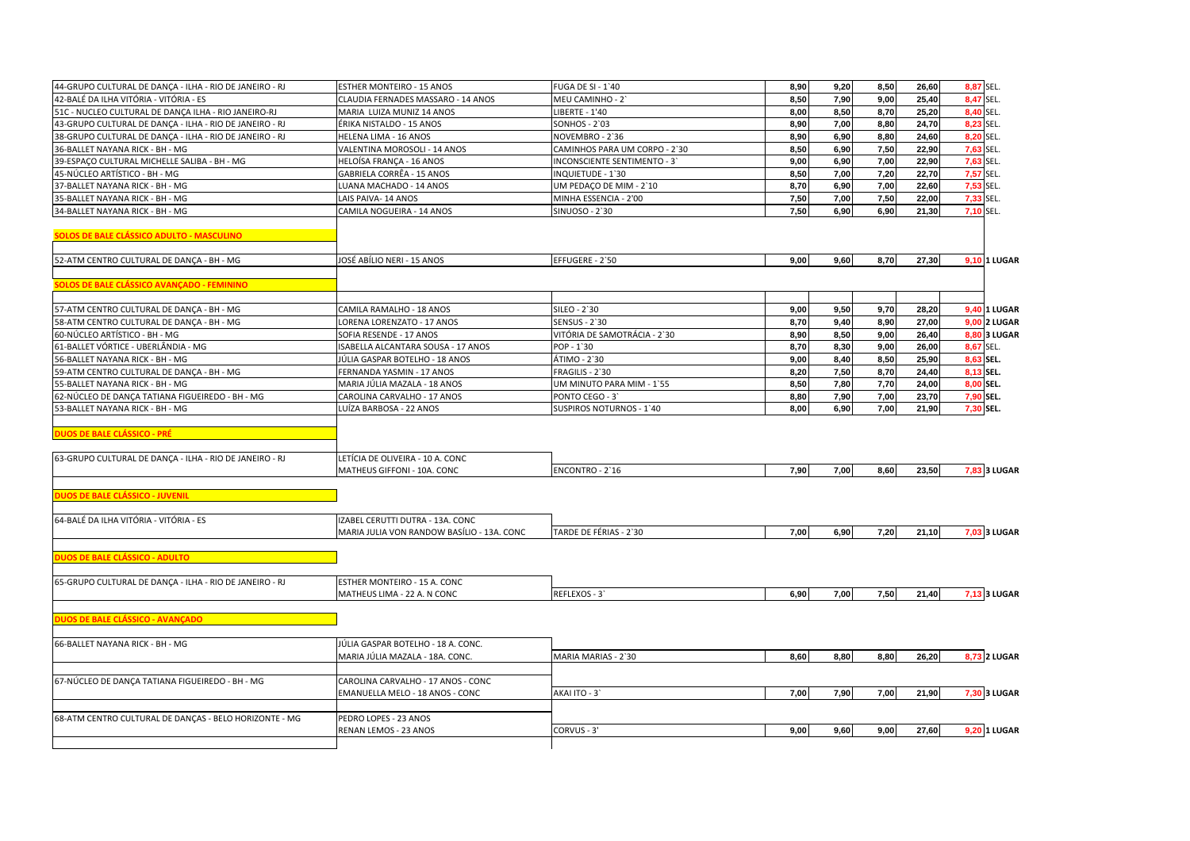| | | | | | | | | |
|---|---|---|---|---|---|---|---|---|
| 44-GRUPO CULTURAL DE DANÇA - ILHA - RIO DE JANEIRO - RJ | ESTHER MONTEIRO - 15 ANOS | FUGA DE SI - 1`40 | 8,90 | 9,20 | 8,50 | 26,60 | 8,87 | SEL. |
| 42-BALÉ DA ILHA VITÓRIA - VITÓRIA - ES | CLAUDIA FERNADES MASSARO - 14 ANOS | MEU CAMINHO - 2` | 8,50 | 7,90 | 9,00 | 25,40 | 8,47 | SEL. |
| 51C - NUCLEO CULTURAL DE DANÇA ILHA - RIO JANEIRO-RJ | MARIA LUIZA MUNIZ 14 ANOS | LIBERTE - 1'40 | 8,00 | 8,50 | 8,70 | 25,20 | 8,40 | SEL. |
| 43-GRUPO CULTURAL DE DANÇA - ILHA - RIO DE JANEIRO - RJ | ÉRIKA NISTALDO - 15 ANOS | SONHOS - 2`03 | 8,90 | 7,00 | 8,80 | 24,70 | 8,23 | SEL. |
| 38-GRUPO CULTURAL DE DANÇA - ILHA - RIO DE JANEIRO - RJ | HELENA LIMA - 16 ANOS | NOVEMBRO - 2`36 | 8,90 | 6,90 | 8,80 | 24,60 | 8,20 | SEL. |
| 36-BALLET NAYANA RICK - BH - MG | VALENTINA MOROSOLI - 14 ANOS | CAMINHOS PARA UM CORPO - 2`30 | 8,50 | 6,90 | 7,50 | 22,90 | 7,63 | SEL. |
| 39-ESPAÇO CULTURAL MICHELLE SALIBA - BH - MG | HELOÍSA FRANÇA - 16 ANOS | INCONSCIENTE SENTIMENTO - 3` | 9,00 | 6,90 | 7,00 | 22,90 | 7,63 | SEL. |
| 45-NÚCLEO ARTÍSTICO - BH - MG | GABRIELA CORRÊA - 15 ANOS | INQUIETUDE - 1`30 | 8,50 | 7,00 | 7,20 | 22,70 | 7,57 | SEL. |
| 37-BALLET NAYANA RICK - BH - MG | LUANA MACHADO - 14 ANOS | UM PEDAÇO DE MIM - 2`10 | 8,70 | 6,90 | 7,00 | 22,60 | 7,53 | SEL. |
| 35-BALLET NAYANA RICK - BH - MG | LAIS PAIVA- 14 ANOS | MINHA ESSENCIA - 2'00 | 7,50 | 7,00 | 7,50 | 22,00 | 7,33 | SEL. |
| 34-BALLET NAYANA RICK - BH - MG | CAMILA NOGUEIRA - 14 ANOS | SINUOSO - 2`30 | 7,50 | 6,90 | 6,90 | 21,30 | 7,10 | SEL. |
| **SOLOS DE BALE CLÁSSICO ADULTO - MASCULINO** | | | | | | | | |
| 52-ATM CENTRO CULTURAL DE DANÇA - BH - MG | JOSÉ ABÍLIO NERI - 15 ANOS | EFFUGERE - 2`50 | 9,00 | 9,60 | 8,70 | 27,30 | 9,10 | 1 LUGAR |
| **SOLOS DE BALE CLÁSSICO AVANÇADO - FEMININO** | | | | | | | | |
| 57-ATM CENTRO CULTURAL DE DANÇA - BH - MG | CAMILA RAMALHO - 18 ANOS | SILEO - 2`30 | 9,00 | 9,50 | 9,70 | 28,20 | 9,40 | 1 LUGAR |
| 58-ATM CENTRO CULTURAL DE DANÇA - BH - MG | LORENA LORENZATO - 17 ANOS | SENSUS - 2`30 | 8,70 | 9,40 | 8,90 | 27,00 | 9,00 | 2 LUGAR |
| 60-NÚCLEO ARTÍSTICO - BH - MG | SOFIA RESENDE - 17 ANOS | VITÓRIA DE SAMOTRÁCIA - 2`30 | 8,90 | 8,50 | 9,00 | 26,40 | 8,80 | 3 LUGAR |
| 61-BALLET VÓRTICE - UBERLÂNDIA - MG | ISABELLA ALCANTARA SOUSA - 17 ANOS | POP - 1`30 | 8,70 | 8,30 | 9,00 | 26,00 | 8,67 | SEL. |
| 56-BALLET NAYANA RICK - BH - MG | JÚLIA GASPAR BOTELHO - 18 ANOS | ÁTIMO - 2`30 | 9,00 | 8,40 | 8,50 | 25,90 | 8,63 | SEL. |
| 59-ATM CENTRO CULTURAL DE DANÇA - BH - MG | FERNANDA YASMIN - 17 ANOS | FRAGILIS - 2`30 | 8,20 | 7,50 | 8,70 | 24,40 | 8,13 | SEL. |
| 55-BALLET NAYANA RICK - BH - MG | MARIA JÚLIA MAZALA - 18 ANOS | UM MINUTO PARA MIM - 1`55 | 8,50 | 7,80 | 7,70 | 24,00 | 8,00 | SEL. |
| 62-NÚCLEO DE DANÇA TATIANA FIGUEIREDO - BH - MG | CAROLINA CARVALHO - 17 ANOS | PONTO CEGO - 3` | 8,80 | 7,90 | 7,00 | 23,70 | 7,90 | SEL. |
| 53-BALLET NAYANA RICK - BH - MG | LUÍZA BARBOSA - 22 ANOS | SUSPIROS NOTURNOS - 1`40 | 8,00 | 6,90 | 7,00 | 21,90 | 7,30 | SEL. |
| **DUOS DE BALE CLÁSSICO - PRÉ** | | | | | | | | |
| 63-GRUPO CULTURAL DE DANÇA - ILHA - RIO DE JANEIRO - RJ | LETÍCIA DE OLIVEIRA - 10 A. CONC<br>MATHEUS GIFFONI - 10A. CONC | ENCONTRO - 2`16 | 7,90 | 7,00 | 8,60 | 23,50 | 7,83 | 3 LUGAR |
| **DUOS DE BALE CLÁSSICO - JUVENIL** | | | | | | | | |
| 64-BALÉ DA ILHA VITÓRIA - VITÓRIA - ES | IZABEL CERUTTI DUTRA - 13A. CONC<br>MARIA JULIA VON RANDOW BASÍLIO - 13A. CONC | TARDE DE FÉRIAS - 2`30 | 7,00 | 6,90 | 7,20 | 21,10 | 7,03 | 3 LUGAR |
| **DUOS DE BALE CLÁSSICO - ADULTO** | | | | | | | | |
| 65-GRUPO CULTURAL DE DANÇA - ILHA - RIO DE JANEIRO - RJ | ESTHER MONTEIRO - 15 A. CONC<br>MATHEUS LIMA - 22 A. N CONC | REFLEXOS - 3` | 6,90 | 7,00 | 7,50 | 21,40 | 7,13 | 3 LUGAR |
| **DUOS DE BALE CLÁSSICO - AVANÇADO** | | | | | | | | |
| 66-BALLET NAYANA RICK - BH - MG | JÚLIA GASPAR BOTELHO - 18 A. CONC.<br>MARIA JÚLIA MAZALA - 18A. CONC. | MARIA MARIAS - 2`30 | 8,60 | 8,80 | 8,80 | 26,20 | 8,73 | 2 LUGAR |
| 67-NÚCLEO DE DANÇA TATIANA FIGUEIREDO - BH - MG | CAROLINA CARVALHO - 17 ANOS - CONC<br>EMANUELLA MELO - 18 ANOS - CONC | AKAI ITO - 3` | 7,00 | 7,90 | 7,00 | 21,90 | 7,30 | 3 LUGAR |
| 68-ATM CENTRO CULTURAL DE DANÇAS - BELO HORIZONTE - MG | PEDRO LOPES - 23 ANOS<br>RENAN LEMOS - 23 ANOS | CORVUS - 3' | 9,00 | 9,60 | 9,00 | 27,60 | 9,20 | 1 LUGAR |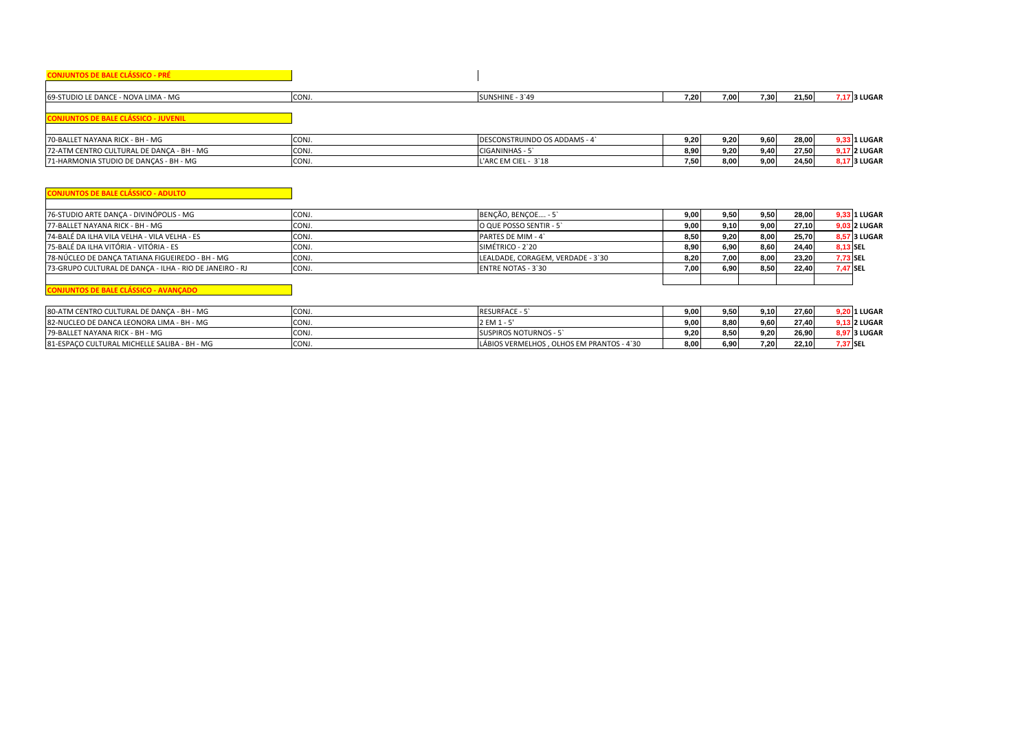**CONJUNTOS DE BALE CLÁSSICO - PRÉ**

| | | | | | | | | |
|---|---|---|---|---|---|---|---|---|
| 69-STUDIO LE DANCE - NOVA LIMA - MG | CONJ. | SUNSHINE - 3`49 | 7,20 | 7,00 | 7,30 | 21,50 | 7,17 | 3 LUGAR |

**CONJUNTOS DE BALE CLÁSSICO - JUVENIL**

| | | | | | | | | |
|---|---|---|---|---|---|---|---|---|
| 70-BALLET NAYANA RICK - BH - MG | CONJ. | DESCONSTRUINDO OS ADDAMS - 4` | 9,20 | 9,20 | 9,60 | 28,00 | 9,33 | 1 LUGAR |
| 72-ATM CENTRO CULTURAL DE DANÇA - BH - MG | CONJ. | CIGANINHAS - 5` | 8,90 | 9,20 | 9,40 | 27,50 | 9,17 | 2 LUGAR |
| 71-HARMONIA STUDIO DE DANÇAS - BH - MG | CONJ. | L'ARC EM CIEL - 3`18 | 7,50 | 8,00 | 9,00 | 24,50 | 8,17 | 3 LUGAR |

**CONJUNTOS DE BALE CLÁSSICO - ADULTO**

| | | | | | | | | |
|---|---|---|---|---|---|---|---|---|
| 76-STUDIO ARTE DANÇA - DIVINÓPOLIS - MG | CONJ. | BENÇÃO, BENÇOE.... - 5` | 9,00 | 9,50 | 9,50 | 28,00 | 9,33 | 1 LUGAR |
| 77-BALLET NAYANA RICK - BH - MG | CONJ. | O QUE POSSO SENTIR - 5` | 9,00 | 9,10 | 9,00 | 27,10 | 9,03 | 2 LUGAR |
| 74-BALÉ DA ILHA VILA VELHA - VILA VELHA - ES | CONJ. | PARTES DE MIM - 4` | 8,50 | 9,20 | 8,00 | 25,70 | 8,57 | 3 LUGAR |
| 75-BALÉ DA ILHA VITÓRIA - VITÓRIA - ES | CONJ. | SIMÉTRICO - 2`20 | 8,90 | 6,90 | 8,60 | 24,40 | 8,13 | SEL |
| 78-NÚCLEO DE DANÇA TATIANA FIGUEIREDO - BH - MG | CONJ. | LEALDADE, CORAGEM, VERDADE - 3`30 | 8,20 | 7,00 | 8,00 | 23,20 | 7,73 | SEL |
| 73-GRUPO CULTURAL DE DANÇA - ILHA - RIO DE JANEIRO - RJ | CONJ. | ENTRE NOTAS - 3`30 | 7,00 | 6,90 | 8,50 | 22,40 | 7,47 | SEL |

**CONJUNTOS DE BALE CLÁSSICO - AVANÇADO**

| | | | | | | | | |
|---|---|---|---|---|---|---|---|---|
| 80-ATM CENTRO CULTURAL DE DANÇA - BH - MG | CONJ. | RESURFACE - 5` | 9,00 | 9,50 | 9,10 | 27,60 | 9,20 | 1 LUGAR |
| 82-NUCLEO DE DANCA LEONORA LIMA - BH - MG | CONJ. | 2 EM 1 - 5' | 9,00 | 8,80 | 9,60 | 27,40 | 9,13 | 2 LUGAR |
| 79-BALLET NAYANA RICK - BH - MG | CONJ. | SUSPIROS NOTURNOS - 5` | 9,20 | 8,50 | 9,20 | 26,90 | 8,97 | 3 LUGAR |
| 81-ESPAÇO CULTURAL MICHELLE SALIBA - BH - MG | CONJ. | LÁBIOS VERMELHOS , OLHOS EM PRANTOS - 4`30 | 8,00 | 6,90 | 7,20 | 22,10 | 7,37 | SEL |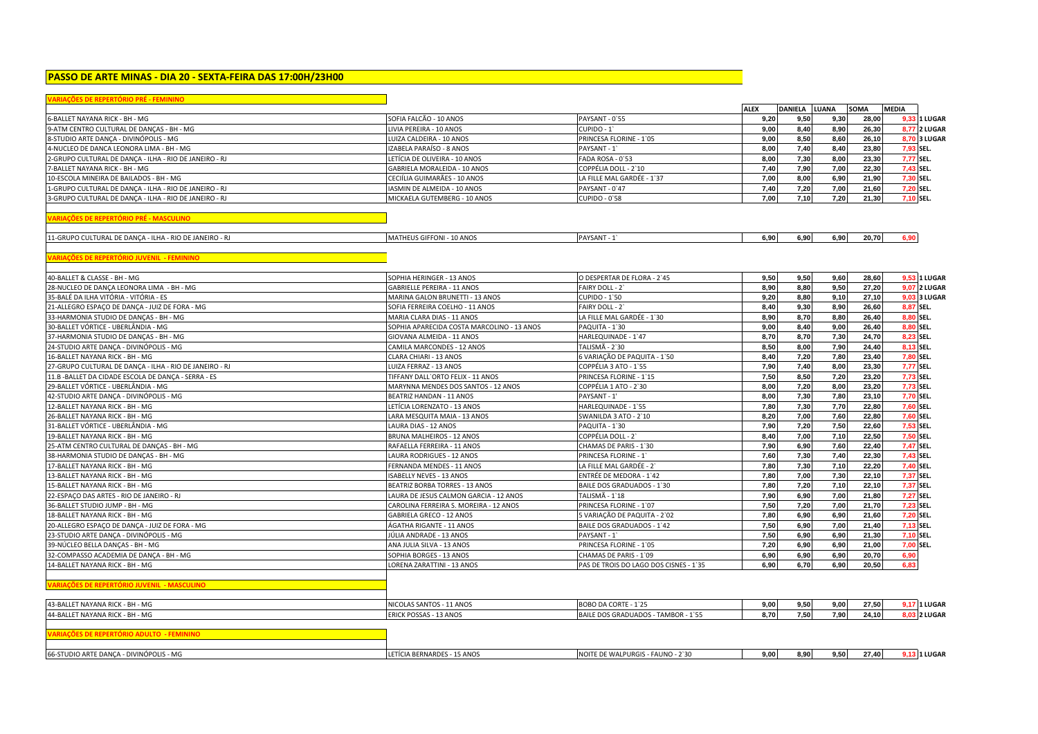## PASSO DE ARTE MINAS - DIA 20 - SEXTA-FEIRA DAS 17:00H/23H00

### VARIAÇÕES DE REPERTÓRIO PRÉ - FEMININO

| | | | ALEX | DANIELA | LUANA | SOMA | MEDIA | |
|---|---|---|---|---|---|---|---|---|
| 6-BALLET NAYANA RICK - BH - MG | SOFIA FALCÃO - 10 ANOS | PAYSANT - 0`55 | 9,20 | 9,50 | 9,30 | 28,00 | 9,33 | 1 LUGAR |
| 9-ATM CENTRO CULTURAL DE DANÇAS - BH - MG | LIVIA PEREIRA - 10 ANOS | CUPIDO - 1` | 9,00 | 8,40 | 8,90 | 26,30 | 8,77 | 2 LUGAR |
| 8-STUDIO ARTE DANÇA - DIVINÓPOLIS - MG | LUIZA CALDEIRA - 10 ANOS | PRINCESA FLORINE - 1`05 | 9,00 | 8,50 | 8,60 | 26,10 | 8,70 | 3 LUGAR |
| 4-NUCLEO DE DANCA LEONORA LIMA - BH - MG | IZABELA PARAÍSO - 8 ANOS | PAYSANT - 1` | 8,00 | 7,40 | 8,40 | 23,80 | 7,93 | SEL. |
| 2-GRUPO CULTURAL DE DANÇA - ILHA - RIO DE JANEIRO - RJ | LETÍCIA DE OLIVEIRA - 10 ANOS | FADA ROSA - 0`53 | 8,00 | 7,30 | 8,00 | 23,30 | 7,77 | SEL. |
| 7-BALLET NAYANA RICK - BH - MG | GABRIELA MORALEIDA - 10 ANOS | COPPÉLIA DOLL - 2`10 | 7,40 | 7,90 | 7,00 | 22,30 | 7,43 | SEL. |
| 10-ESCOLA MINEIRA DE BAILADOS - BH - MG | CECIÍLIA GUIMARÃES - 10 ANOS | LA FILLE MAL GARDÉE - 1`37 | 7,00 | 8,00 | 6,90 | 21,90 | 7,30 | SEL. |
| 1-GRUPO CULTURAL DE DANÇA - ILHA - RIO DE JANEIRO - RJ | IASMIN DE ALMEIDA - 10 ANOS | PAYSANT - 0`47 | 7,40 | 7,20 | 7,00 | 21,60 | 7,20 | SEL. |
| 3-GRUPO CULTURAL DE DANÇA - ILHA - RIO DE JANEIRO - RJ | MICKAELA GUTEMBERG - 10 ANOS | CUPIDO - 0`58 | 7,00 | 7,10 | 7,20 | 21,30 | 7,10 | SEL. |

### VARIAÇÕES DE REPERTÓRIO PRÉ - MASCULINO

| | | | ALEX | DANIELA | LUANA | SOMA | MEDIA | |
|---|---|---|---|---|---|---|---|---|
| 11-GRUPO CULTURAL DE DANÇA - ILHA - RIO DE JANEIRO - RJ | MATHEUS GIFFONI - 10 ANOS | PAYSANT - 1` | 6,90 | 6,90 | 6,90 | 20,70 | 6,90 | |

### VARIAÇÕES DE REPERTÓRIO JUVENIL - FEMININO

| | | | ALEX | DANIELA | LUANA | SOMA | MEDIA | |
|---|---|---|---|---|---|---|---|---|
| 40-BALLET & CLASSE - BH - MG | SOPHIA HERINGER - 13 ANOS | O DESPERTAR DE FLORA - 2`45 | 9,50 | 9,50 | 9,60 | 28,60 | 9,53 | 1 LUGAR |
| 28-NUCLEO DE DANÇA LEONORA LIMA - BH - MG | GABRIELLE PEREIRA - 11 ANOS | FAIRY DOLL - 2` | 8,90 | 8,80 | 9,50 | 27,20 | 9,07 | 2 LUGAR |
| 35-BALÉ DA ILHA VITÓRIA - VITÓRIA - ES | MARINA GALON BRUNETTI - 13 ANOS | CUPIDO - 1`50 | 9,20 | 8,80 | 9,10 | 27,10 | 9,03 | 3 LUGAR |
| 21-ALLEGRO ESPAÇO DE DANÇA - JUIZ DE FORA - MG | SOFIA FERREIRA COELHO - 11 ANOS | FAIRY DOLL - 2` | 8,40 | 9,30 | 8,90 | 26,60 | 8,87 | SEL. |
| 33-HARMONIA STUDIO DE DANÇAS - BH - MG | MARIA CLARA DIAS - 11 ANOS | LA FILLE MAL GARDÉE - 1`30 | 8,90 | 8,70 | 8,80 | 26,40 | 8,80 | SEL. |
| 30-BALLET VÓRTICE - UBERLÂNDIA - MG | SOPHIA APARECIDA COSTA MARCOLINO - 13 ANOS | PAQUITA - 1`30 | 9,00 | 8,40 | 9,00 | 26,40 | 8,80 | SEL. |
| 37-HARMONIA STUDIO DE DANÇAS - BH - MG | GIOVANA ALMEIDA - 11 ANOS | HARLEQUINADE - 1`47 | 8,70 | 8,70 | 7,30 | 24,70 | 8,23 | SEL. |
| 24-STUDIO ARTE DANÇA - DIVINÓPOLIS - MG | CAMILA MARCONDES - 12 ANOS | TALISMÃ - 2`30 | 8,50 | 8,00 | 7,90 | 24,40 | 8,13 | SEL. |
| 16-BALLET NAYANA RICK - BH - MG | CLARA CHIARI - 13 ANOS | 6 VARIAÇÃO DE PAQUITA - 1`50 | 8,40 | 7,20 | 7,80 | 23,40 | 7,80 | SEL. |
| 27-GRUPO CULTURAL DE DANÇA - ILHA - RIO DE JANEIRO - RJ | LUIZA FERRAZ - 13 ANOS | COPPÉLIA 3 ATO - 1`55 | 7,90 | 7,40 | 8,00 | 23,30 | 7,77 | SEL. |
| 11.B -BALLET DA CIDADE ESCOLA DE DANÇA - SERRA - ES | TIFFANY DALL`ORTO FELIX - 11 ANOS | PRINCESA FLORINE - 1`15 | 7,50 | 8,50 | 7,20 | 23,20 | 7,73 | SEL. |
| 29-BALLET VÓRTICE - UBERLÂNDIA - MG | MARYNNA MENDES DOS SANTOS - 12 ANOS | COPPÉLIA 1 ATO - 2`30 | 8,00 | 7,20 | 8,00 | 23,20 | 7,73 | SEL. |
| 42-STUDIO ARTE DANÇA - DIVINÓPOLIS - MG | BEATRIZ HANDAN - 11 ANOS | PAYSANT - 1' | 8,00 | 7,30 | 7,80 | 23,10 | 7,70 | SEL. |
| 12-BALLET NAYANA RICK - BH - MG | LETÍCIA LORENZATO - 13 ANOS | HARLEQUINADE - 1`55 | 7,80 | 7,30 | 7,70 | 22,80 | 7,60 | SEL. |
| 26-BALLET NAYANA RICK - BH - MG | LARA MESQUITA MAIA - 13 ANOS | SWANILDA 3 ATO - 2`10 | 8,20 | 7,00 | 7,60 | 22,80 | 7,60 | SEL. |
| 31-BALLET VÓRTICE - UBERLÂNDIA - MG | LAURA DIAS - 12 ANOS | PAQUITA - 1`30 | 7,90 | 7,20 | 7,50 | 22,60 | 7,53 | SEL. |
| 19-BALLET NAYANA RICK - BH - MG | BRUNA MALHEIROS - 12 ANOS | COPPÉLIA DOLL - 2` | 8,40 | 7,00 | 7,10 | 22,50 | 7,50 | SEL. |
| 25-ATM CENTRO CULTURAL DE DANÇAS - BH - MG | RAFAELLA FERREIRA - 11 ANOS | CHAMAS DE PARIS - 1`30 | 7,90 | 6,90 | 7,60 | 22,40 | 7,47 | SEL. |
| 38-HARMONIA STUDIO DE DANÇAS - BH - MG | LAURA RODRIGUES - 12 ANOS | PRINCESA FLORINE - 1` | 7,60 | 7,30 | 7,40 | 22,30 | 7,43 | SEL. |
| 17-BALLET NAYANA RICK - BH - MG | FERNANDA MENDES - 11 ANOS | LA FILLE MAL GARDÉE - 2` | 7,80 | 7,30 | 7,10 | 22,20 | 7,40 | SEL. |
| 13-BALLET NAYANA RICK - BH - MG | ISABELLY NEVES - 13 ANOS | ENTRÉE DE MEDORA - 1`42 | 7,80 | 7,00 | 7,30 | 22,10 | 7,37 | SEL. |
| 15-BALLET NAYANA RICK - BH - MG | BEATRIZ BORBA TORRES - 13 ANOS | BAILE DOS GRADUADOS - 1`30 | 7,80 | 7,20 | 7,10 | 22,10 | 7,37 | SEL. |
| 22-ESPAÇO DAS ARTES - RIO DE JANEIRO - RJ | LAURA DE JESUS CALMON GARCIA - 12 ANOS | TALISMÃ - 1`18 | 7,90 | 6,90 | 7,00 | 21,80 | 7,27 | SEL. |
| 36-BALLET STUDIO JUMP - BH - MG | CAROLINA FERREIRA S. MOREIRA - 12 ANOS | PRINCESA FLORINE - 1`07 | 7,50 | 7,20 | 7,00 | 21,70 | 7,23 | SEL. |
| 18-BALLET NAYANA RICK - BH - MG | GABRIELA GRECO - 12 ANOS | 5 VARIAÇÃO DE PAQUITA - 2`02 | 7,80 | 6,90 | 6,90 | 21,60 | 7,20 | SEL. |
| 20-ALLEGRO ESPAÇO DE DANÇA - JUIZ DE FORA - MG | ÁGATHA RIGANTE - 11 ANOS | BAILE DOS GRADUADOS - 1`42 | 7,50 | 6,90 | 7,00 | 21,40 | 7,13 | SEL. |
| 23-STUDIO ARTE DANÇA - DIVINÓPOLIS - MG | JÚLIA ANDRADE - 13 ANOS | PAYSANT - 1` | 7,50 | 6,90 | 6,90 | 21,30 | 7,10 | SEL. |
| 39-NÚCLEO BELLA DANÇAS - BH - MG | ANA JULIA SILVA - 13 ANOS | PRINCESA FLORINE - 1`05 | 7,20 | 6,90 | 6,90 | 21,00 | 7,00 | SEL. |
| 32-COMPASSO ACADEMIA DE DANÇA - BH - MG | SOPHIA BORGES - 13 ANOS | CHAMAS DE PARIS - 1`09 | 6,90 | 6,90 | 6,90 | 20,70 | 6,90 | |
| 14-BALLET NAYANA RICK - BH - MG | LORENA ZARATTINI - 13 ANOS | PAS DE TROIS DO LAGO DOS CISNES - 1`35 | 6,90 | 6,70 | 6,90 | 20,50 | 6,83 | |

### VARIAÇÕES DE REPERTÓRIO JUVENIL - MASCULINO

| | | | ALEX | DANIELA | LUANA | SOMA | MEDIA | |
|---|---|---|---|---|---|---|---|---|
| 43-BALLET NAYANA RICK - BH - MG | NICOLAS SANTOS - 11 ANOS | BOBO DA CORTE - 1`25 | 9,00 | 9,50 | 9,00 | 27,50 | 9,17 | 1 LUGAR |
| 44-BALLET NAYANA RICK - BH - MG | ERICK POSSAS - 13 ANOS | BAILE DOS GRADUADOS - TAMBOR - 1`55 | 8,70 | 7,50 | 7,90 | 24,10 | 8,03 | 2 LUGAR |

### VARIAÇÕES DE REPERTÓRIO ADULTO - FEMININO

| | | | ALEX | DANIELA | LUANA | SOMA | MEDIA | |
|---|---|---|---|---|---|---|---|---|
| 66-STUDIO ARTE DANÇA - DIVINÓPOLIS - MG | LETÍCIA BERNARDES - 15 ANOS | NOITE DE WALPURGIS - FAUNO - 2`30 | 9,00 | 8,90 | 9,50 | 27,40 | 9,13 | 1 LUGAR |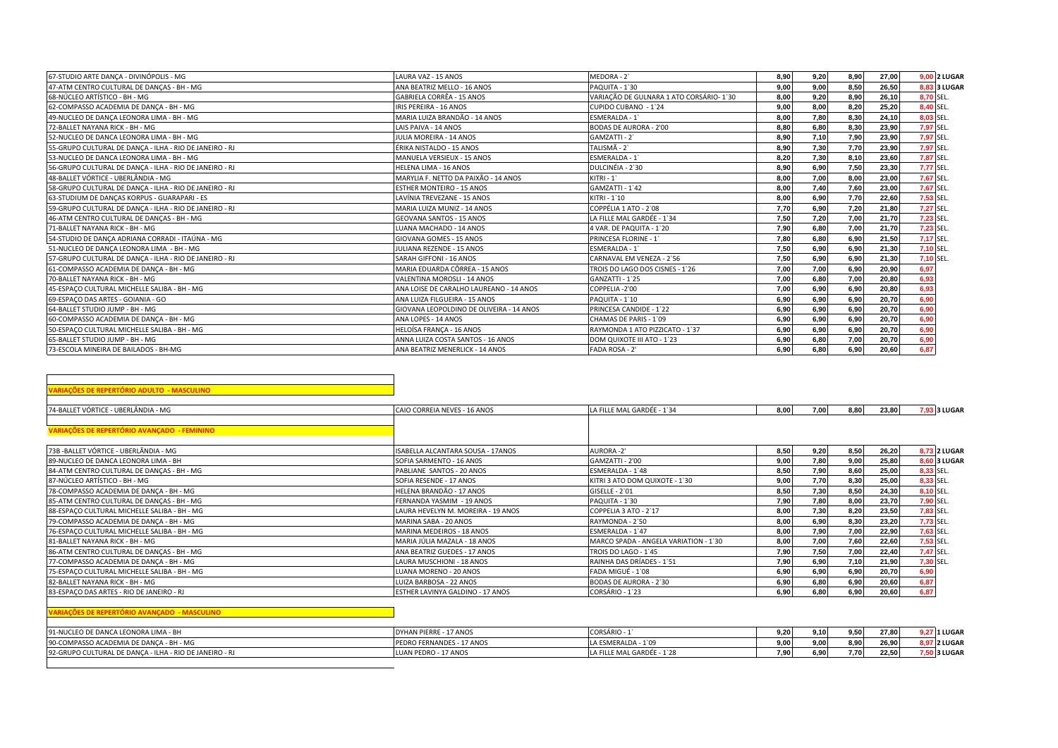| | | | | | | | | |
|---|---|---|---|---|---|---|---|---|
| 67-STUDIO ARTE DANÇA - DIVINÓPOLIS - MG | LAURA VAZ - 15 ANOS | MEDORA - 2` | 8,90 | 9,20 | 8,90 | 27,00 | 9,00 | 2 LUGAR |
| 47-ATM CENTRO CULTURAL DE DANÇAS - BH - MG | ANA BEATRIZ MELLO - 16 ANOS | PAQUITA - 1`30 | 9,00 | 9,00 | 8,50 | 26,50 | 8,83 | 3 LUGAR |
| 68-NÚCLEO ARTÍSTICO - BH - MG | GABRIELA CORRÊA - 15 ANOS | VARIAÇÃO DE GULNARA 1 ATO CORSÁRIO- 1`30 | 8,00 | 9,20 | 8,90 | 26,10 | 8,70 | SEL. |
| 62-COMPASSO ACADEMIA DE DANÇA - BH - MG | IRIS PEREIRA - 16 ANOS | CUPIDO CUBANO - 1`24 | 9,00 | 8,00 | 8,20 | 25,20 | 8,40 | SEL. |
| 49-NUCLEO DE DANÇA LEONORA LIMA - BH - MG | MARIA LUIZA BRANDÃO - 14 ANOS | ESMERALDA - 1` | 8,00 | 7,80 | 8,30 | 24,10 | 8,03 | SEL. |
| 72-BALLET NAYANA RICK - BH - MG | LAIS PAIVA - 14 ANOS | BODAS DE AURORA - 2'00 | 8,80 | 6,80 | 8,30 | 23,90 | 7,97 | SEL. |
| 52-NUCLEO DE DANCA LEONORA LIMA - BH - MG | JULIA MOREIRA - 14 ANOS | GAMZATTI - 2` | 8,90 | 7,10 | 7,90 | 23,90 | 7,97 | SEL. |
| 55-GRUPO CULTURAL DE DANÇA - ILHA - RIO DE JANEIRO - RJ | ÉRIKA NISTALDO - 15 ANOS | TALISMÃ - 2` | 8,90 | 7,30 | 7,70 | 23,90 | 7,97 | SEL. |
| 53-NUCLEO DE DANCA LEONORA LIMA - BH - MG | MANUELA VERSIEUX - 15 ANOS | ESMERALDA - 1` | 8,20 | 7,30 | 8,10 | 23,60 | 7,87 | SEL. |
| 56-GRUPO CULTURAL DE DANÇA - ILHA - RIO DE JANEIRO - RJ | HELENA LIMA - 16 ANOS | DULCINÉIA - 2`30 | 8,90 | 6,90 | 7,50 | 23,30 | 7,77 | SEL. |
| 48-BALLET VÓRTICE - UBERLÂNDIA - MG | MARYLIA F. NETTO DA PAIXÃO - 14 ANOS | KITRI - 1` | 8,00 | 7,00 | 8,00 | 23,00 | 7,67 | SEL. |
| 58-GRUPO CULTURAL DE DANÇA - ILHA - RIO DE JANEIRO - RJ | ESTHER MONTEIRO - 15 ANOS | GAMZATTI - 1`42 | 8,00 | 7,40 | 7,60 | 23,00 | 7,67 | SEL. |
| 63-STUDIUM DE DANÇAS KORPUS - GUARAPARI - ES | LAVÍNIA TREVEZANE - 15 ANOS | KITRI - 1`10 | 8,00 | 6,90 | 7,70 | 22,60 | 7,53 | SEL. |
| 59-GRUPO CULTURAL DE DANÇA - ILHA - RIO DE JANEIRO - RJ | MARIA LUIZA MUNIZ - 14 ANOS | COPPÉLIA 1 ATO - 2`08 | 7,70 | 6,90 | 7,20 | 21,80 | 7,27 | SEL. |
| 46-ATM CENTRO CULTURAL DE DANÇAS - BH - MG | GEOVANA SANTOS - 15 ANOS | LA FILLE MAL GARDÉE - 1`34 | 7,50 | 7,20 | 7,00 | 21,70 | 7,23 | SEL. |
| 71-BALLET NAYANA RICK - BH - MG | LUANA MACHADO - 14 ANOS | 4 VAR. DE PAQUITA - 1`20 | 7,90 | 6,80 | 7,00 | 21,70 | 7,23 | SEL. |
| 54-STUDIO DE DANÇA ADRIANA CORRADI - ITAÚNA - MG | GIOVANA GOMES - 15 ANOS | PRINCESA FLORINE - 1` | 7,80 | 6,80 | 6,90 | 21,50 | 7,17 | SEL. |
| 51-NUCLEO DE DANÇA LEONORA LIMA - BH - MG | JULIANA REZENDE - 15 ANOS | ESMERALDA - 1` | 7,50 | 6,90 | 6,90 | 21,30 | 7,10 | SEL. |
| 57-GRUPO CULTURAL DE DANÇA - ILHA - RIO DE JANEIRO - RJ | SARAH GIFFONI - 16 ANOS | CARNAVAL EM VENEZA - 2`56 | 7,50 | 6,90 | 6,90 | 21,30 | 7,10 | SEL. |
| 61-COMPASSO ACADEMIA DE DANÇA - BH - MG | MARIA EDUARDA CÔRREA - 15 ANOS | TROIS DO LAGO DOS CISNES - 1`26 | 7,00 | 7,00 | 6,90 | 20,90 | 6,97 | |
| 70-BALLET NAYANA RICK - BH - MG | VALENTINA MOROSLI - 14 ANOS | GANZATTI - 1`25 | 7,00 | 6,80 | 7,00 | 20,80 | 6,93 | |
| 45-ESPAÇO CULTURAL MICHELLE SALIBA - BH - MG | ANA LOISE DE CARALHO LAUREANO - 14 ANOS | COPPELIA -2'00 | 7,00 | 6,90 | 6,90 | 20,80 | 6,93 | |
| 69-ESPAÇO DAS ARTES - GOIANIA - GO | ANA LUIZA FILGUEIRA - 15 ANOS | PAQUITA - 1`10 | 6,90 | 6,90 | 6,90 | 20,70 | 6,90 | |
| 64-BALLET STUDIO JUMP - BH - MG | GIOVANA LEOPOLDINO DE OLIVEIRA - 14 ANOS | PRINCESA CANDIDE - 1`22 | 6,90 | 6,90 | 6,90 | 20,70 | 6,90 | |
| 60-COMPASSO ACADEMIA DE DANÇA - BH - MG | ANA LOPES - 14 ANOS | CHAMAS DE PARIS - 1`09 | 6,90 | 6,90 | 6,90 | 20,70 | 6,90 | |
| 50-ESPAÇO CULTURAL MICHELLE SALIBA - BH - MG | HELOÍSA FRANÇA - 16 ANOS | RAYMONDA 1 ATO PIZZICATO - 1`37 | 6,90 | 6,90 | 6,90 | 20,70 | 6,90 | |
| 65-BALLET STUDIO JUMP - BH - MG | ANNA LUIZA COSTA SANTOS - 16 ANOS | DOM QUIXOTE III ATO - 1`23 | 6,90 | 6,80 | 7,00 | 20,70 | 6,90 | |
| 73-ESCOLA MINEIRA DE BAILADOS - BH-MG | ANA BEATRIZ MENERLICK - 14 ANOS | FADA ROSA - 2' | 6,90 | 6,80 | 6,90 | 20,60 | 6,87 | |

**VARIAÇÕES DE REPERTÓRIO ADULTO - MASCULINO**

| | | | | | | | | |
|---|---|---|---|---|---|---|---|---|
| 74-BALLET VÓRTICE - UBERLÂNDIA - MG | CAIO CORREIA NEVES - 16 ANOS | LA FILLE MAL GARDÉE - 1`34 | 8,00 | 7,00 | 8,80 | 23,80 | 7,93 | 3 LUGAR |

**VARIAÇÕES DE REPERTÓRIO AVANÇADO - FEMININO**

| | | | | | | | | |
|---|---|---|---|---|---|---|---|---|
| 73B -BALLET VÓRTICE - UBERLÂNDIA - MG | ISABELLA ALCANTARA SOUSA - 17ANOS | AURORA -2' | 8,50 | 9,20 | 8,50 | 26,20 | 8,73 | 2 LUGAR |
| 89-NUCLEO DE DANCA LEONORA LIMA - BH | SOFIA SARMENTO - 16 ANOS | GAMZATTI - 2'00 | 9,00 | 7,80 | 9,00 | 25,80 | 8,60 | 3 LUGAR |
| 84-ATM CENTRO CULTURAL DE DANÇAS - BH - MG | PABLIANE SANTOS - 20 ANOS | ESMERALDA - 1`48 | 8,50 | 7,90 | 8,60 | 25,00 | 8,33 | SEL. |
| 87-NÚCLEO ARTÍSTICO - BH - MG | SOFIA RESENDE - 17 ANOS | KITRI 3 ATO DOM QUIXOTE - 1`30 | 9,00 | 7,70 | 8,30 | 25,00 | 8,33 | SEL. |
| 78-COMPASSO ACADEMIA DE DANÇA - BH - MG | HELENA BRANDÃO - 17 ANOS | GISELLE - 2`01 | 8,50 | 7,30 | 8,50 | 24,30 | 8,10 | SEL. |
| 85-ATM CENTRO CULTURAL DE DANÇAS - BH - MG | FERNANDA YASMIM - 19 ANOS | PAQUITA - 1`30 | 7,90 | 7,80 | 8,00 | 23,70 | 7,90 | SEL. |
| 88-ESPAÇO CULTURAL MICHELLE SALIBA - BH - MG | LAURA HEVELYN M. MOREIRA - 19 ANOS | COPPELIA 3 ATO - 2`17 | 8,00 | 7,30 | 8,20 | 23,50 | 7,83 | SEL. |
| 79-COMPASSO ACADEMIA DE DANÇA - BH - MG | MARINA SABA - 20 ANOS | RAYMONDA - 2`50 | 8,00 | 6,90 | 8,30 | 23,20 | 7,73 | SEL. |
| 76-ESPAÇO CULTURAL MICHELLE SALIBA - BH - MG | MARINA MEDEIROS - 18 ANOS | ESMERALDA - 1`47 | 8,00 | 7,90 | 7,00 | 22,90 | 7,63 | SEL. |
| 81-BALLET NAYANA RICK - BH - MG | MARIA JÚLIA MAZALA - 18 ANOS | MARCO SPADA - ANGELA VARIATION - 1`30 | 8,00 | 7,00 | 7,60 | 22,60 | 7,53 | SEL. |
| 86-ATM CENTRO CULTURAL DE DANÇAS - BH - MG | ANA BEATRIZ GUEDES - 17 ANOS | TROIS DO LAGO - 1`45 | 7,90 | 7,50 | 7,00 | 22,40 | 7,47 | SEL. |
| 77-COMPASSO ACADEMIA DE DANÇA - BH - MG | LAURA MUSCHIONI - 18 ANOS | RAINHA DAS DRÍADES - 1`51 | 7,90 | 6,90 | 7,10 | 21,90 | 7,30 | SEL. |
| 75-ESPAÇO CULTURAL MICHELLE SALIBA - BH - MG | LUANA MORENO - 20 ANOS | FADA MIGUÉ - 1`08 | 6,90 | 6,90 | 6,90 | 20,70 | 6,90 | |
| 82-BALLET NAYANA RICK - BH - MG | LUIZA BARBOSA - 22 ANOS | BODAS DE AURORA - 2`30 | 6,90 | 6,80 | 6,90 | 20,60 | 6,87 | |
| 83-ESPAÇO DAS ARTES - RIO DE JANEIRO - RJ | ESTHER LAVINYA GALDINO - 17 ANOS | CORSÁRIO - 1`23 | 6,90 | 6,80 | 6,90 | 20,60 | 6,87 | |

**VARIAÇÕES DE REPERTÓRIO AVANÇADO - MASCULINO**

| | | | | | | | | |
|---|---|---|---|---|---|---|---|---|
| 91-NUCLEO DE DANCA LEONORA LIMA - BH | DYHAN PIERRE - 17 ANOS | CORSÁRIO - 1` | 9,20 | 9,10 | 9,50 | 27,80 | 9,27 | 1 LUGAR |
| 90-COMPASSO ACADEMIA DE DANÇA - BH - MG | PEDRO FERNANDES - 17 ANOS | LA ESMERALDA - 1`09 | 9,00 | 9,00 | 8,90 | 26,90 | 8,97 | 2 LUGAR |
| 92-GRUPO CULTURAL DE DANÇA - ILHA - RIO DE JANEIRO - RJ | LUAN PEDRO - 17 ANOS | LA FILLE MAL GARDÉE - 1`28 | 7,90 | 6,90 | 7,70 | 22,50 | 7,50 | 3 LUGAR |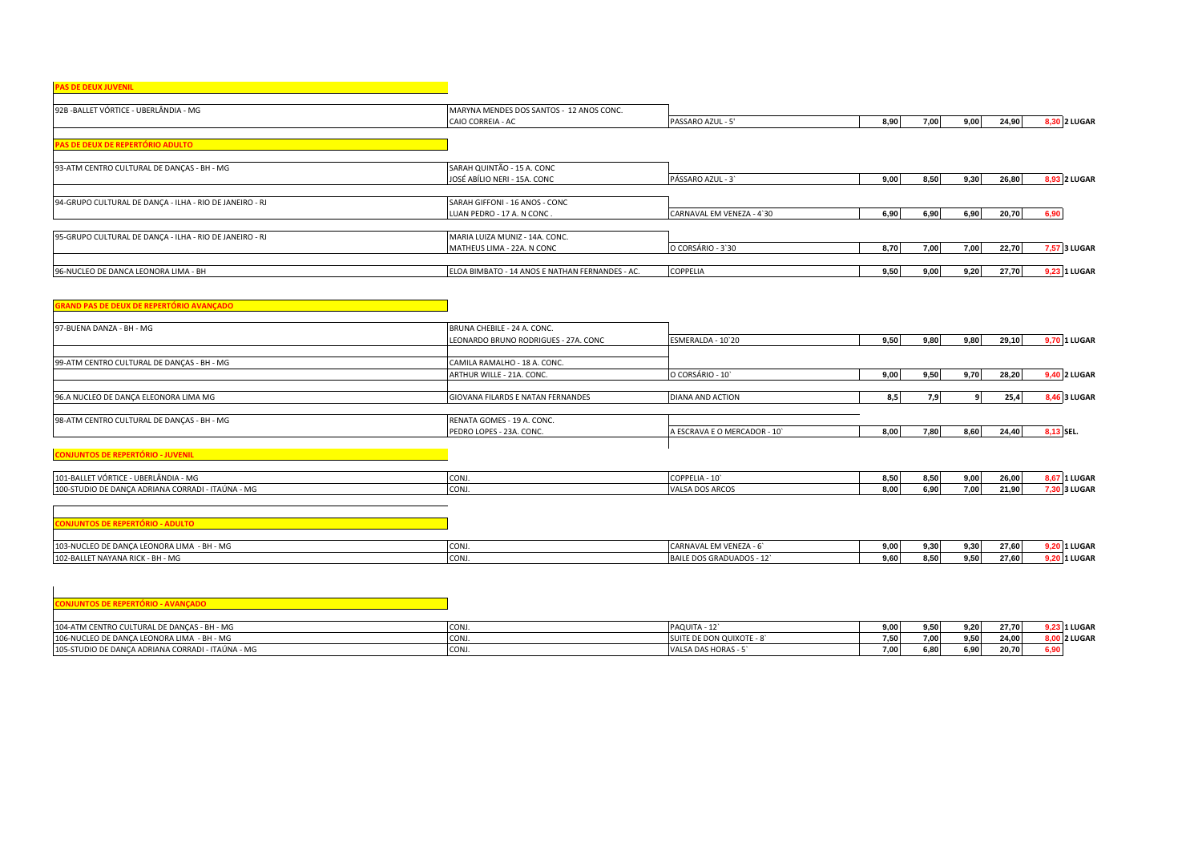**PAS DE DEUX JUVENIL**

| | | | | | | | | |
|---|---|---|---|---|---|---|---|---|
| 92B -BALLET VÓRTICE - UBERLÂNDIA - MG | MARYNA MENDES DOS SANTOS - 12 ANOS CONC. CAIO CORREIA - AC | PASSARO AZUL - 5' | 8,90 | 7,00 | 9,00 | 24,90 | 8,30 | 2 LUGAR |

**PAS DE DEUX DE REPERTÓRIO ADULTO**

| | | | | | | | | |
|---|---|---|---|---|---|---|---|---|
| 93-ATM CENTRO CULTURAL DE DANÇAS - BH - MG | SARAH QUINTÃO - 15 A. CONC JOSÉ ABÍLIO NERI - 15A. CONC | PÁSSARO AZUL - 3` | 9,00 | 8,50 | 9,30 | 26,80 | 8,93 | 2 LUGAR |
| 94-GRUPO CULTURAL DE DANÇA - ILHA - RIO DE JANEIRO - RJ | SARAH GIFFONI - 16 ANOS - CONC LUAN PEDRO - 17 A. N CONC . | CARNAVAL EM VENEZA - 4`30 | 6,90 | 6,90 | 6,90 | 20,70 | 6,90 | |
| 95-GRUPO CULTURAL DE DANÇA - ILHA - RIO DE JANEIRO - RJ | MARIA LUIZA MUNIZ - 14A. CONC. MATHEUS LIMA - 22A. N CONC | O CORSÁRIO - 3`30 | 8,70 | 7,00 | 7,00 | 22,70 | 7,57 | 3 LUGAR |
| 96-NUCLEO DE DANCA LEONORA LIMA - BH | ELOA BIMBATO - 14 ANOS E NATHAN FERNANDES - AC. | COPPELIA | 9,50 | 9,00 | 9,20 | 27,70 | 9,23 | 1 LUGAR |

**GRAND PAS DE DEUX DE REPERTÓRIO AVANÇADO**

| | | | | | | | | |
|---|---|---|---|---|---|---|---|---|
| 97-BUENA DANZA - BH - MG | BRUNA CHEBILE - 24 A. CONC. LEONARDO BRUNO RODRIGUES - 27A. CONC | ESMERALDA - 10`20 | 9,50 | 9,80 | 9,80 | 29,10 | 9,70 | 1 LUGAR |
| 99-ATM CENTRO CULTURAL DE DANÇAS - BH - MG | CAMILA RAMALHO - 18 A. CONC. ARTHUR WILLE - 21A. CONC. | O CORSÁRIO - 10` | 9,00 | 9,50 | 9,70 | 28,20 | 9,40 | 2 LUGAR |
| 96.A NUCLEO DE DANÇA ELEONORA LIMA MG | GIOVANA FILARDS E NATAN FERNANDES | DIANA AND ACTION | 8,5 | 7,9 | 9 | 25,4 | 8,46 | 3 LUGAR |
| 98-ATM CENTRO CULTURAL DE DANÇAS - BH - MG | RENATA GOMES - 19 A. CONC. PEDRO LOPES - 23A. CONC. | A ESCRAVA E O MERCADOR - 10` | 8,00 | 7,80 | 8,60 | 24,40 | 8,13 | SEL. |

**CONJUNTOS DE REPERTÓRIO - JUVENIL**

| | | | | | | | | |
|---|---|---|---|---|---|---|---|---|
| 101-BALLET VÓRTICE - UBERLÂNDIA - MG | CONJ. | COPPELIA - 10` | 8,50 | 8,50 | 9,00 | 26,00 | 8,67 | 1 LUGAR |
| 100-STUDIO DE DANÇA ADRIANA CORRADI - ITAÚNA - MG | CONJ. | VALSA DOS ARCOS | 8,00 | 6,90 | 7,00 | 21,90 | 7,30 | 3 LUGAR |

**CONJUNTOS DE REPERTÓRIO - ADULTO**

| | | | | | | | | |
|---|---|---|---|---|---|---|---|---|
| 103-NUCLEO DE DANÇA LEONORA LIMA - BH - MG | CONJ. | CARNAVAL EM VENEZA - 6` | 9,00 | 9,30 | 9,30 | 27,60 | 9,20 | 1 LUGAR |
| 102-BALLET NAYANA RICK - BH - MG | CONJ. | BAILE DOS GRADUADOS - 12` | 9,60 | 8,50 | 9,50 | 27,60 | 9,20 | 1 LUGAR |

**CONJUNTOS DE REPERTÓRIO - AVANÇADO**

| | | | | | | | | |
|---|---|---|---|---|---|---|---|---|
| 104-ATM CENTRO CULTURAL DE DANÇAS - BH - MG | CONJ. | PAQUITA - 12` | 9,00 | 9,50 | 9,20 | 27,70 | 9,23 | 1 LUGAR |
| 106-NUCLEO DE DANÇA LEONORA LIMA - BH - MG | CONJ. | SUITE DE DON QUIXOTE - 8` | 7,50 | 7,00 | 9,50 | 24,00 | 8,00 | 2 LUGAR |
| 105-STUDIO DE DANÇA ADRIANA CORRADI - ITAÚNA - MG | CONJ. | VALSA DAS HORAS - 5` | 7,00 | 6,80 | 6,90 | 20,70 | 6,90 | |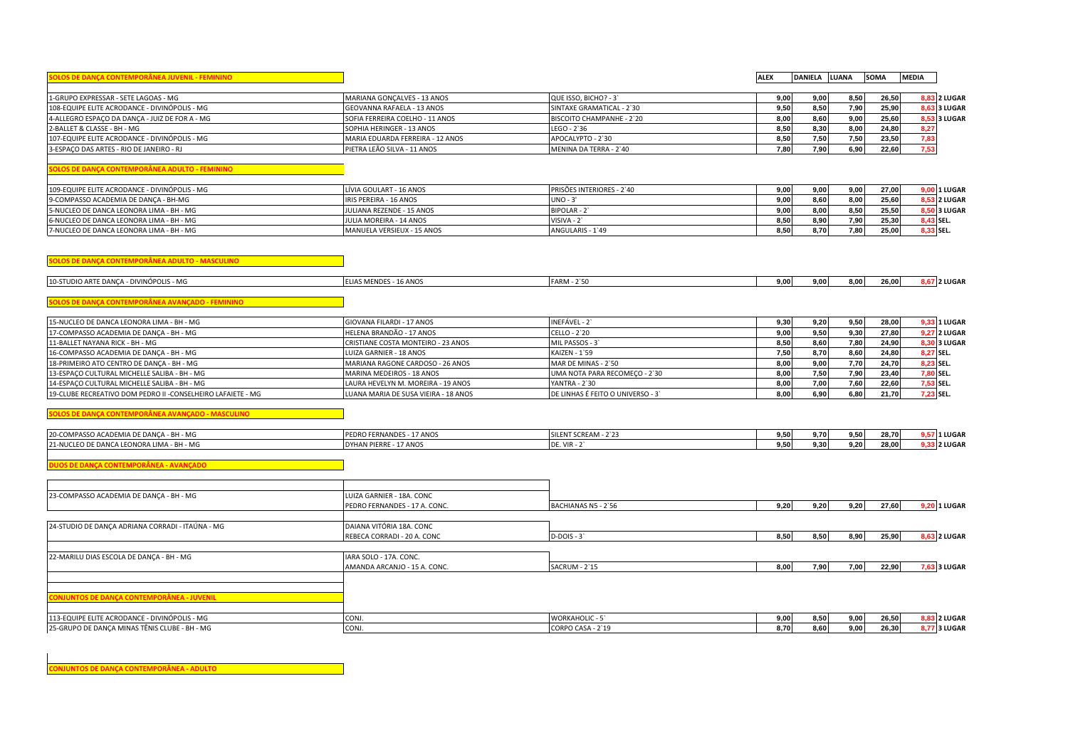**SOLOS DE DANÇA CONTEMPORÂNEA JUVENIL - FEMININO**

| | | | ALEX | DANIELA | LUANA | SOMA | MEDIA | |
|---|---|---|---|---|---|---|---|---|
| 1-GRUPO EXPRESSAR - SETE LAGOAS - MG | MARIANA GONÇALVES - 13 ANOS | QUE ISSO, BICHO? - 3` | 9,00 | 9,00 | 8,50 | 26,50 | 8,83 | 2 LUGAR |
| 108-EQUIPE ELITE ACRODANCE - DIVINÓPOLIS - MG | GEOVANNA RAFAELA - 13 ANOS | SINTAXE GRAMATICAL - 2`30 | 9,50 | 8,50 | 7,90 | 25,90 | 8,63 | 3 LUGAR |
| 4-ALLEGRO ESPAÇO DA DANÇA - JUIZ DE FOR A - MG | SOFIA FERREIRA COELHO - 11 ANOS | BISCOITO CHAMPANHE - 2`20 | 8,00 | 8,60 | 9,00 | 25,60 | 8,53 | 3 LUGAR |
| 2-BALLET & CLASSE - BH - MG | SOPHIA HERINGER - 13 ANOS | LEGO - 2`36 | 8,50 | 8,30 | 8,00 | 24,80 | 8,27 | |
| 107-EQUIPE ELITE ACRODANCE - DIVINÓPOLIS - MG | MARIA EDUARDA FERREIRA - 12 ANOS | APOCALYPTO - 2`30 | 8,50 | 7,50 | 7,50 | 23,50 | 7,83 | |
| 3-ESPAÇO DAS ARTES - RIO DE JANEIRO - RJ | PIETRA LEÃO SILVA - 11 ANOS | MENINA DA TERRA - 2`40 | 7,80 | 7,90 | 6,90 | 22,60 | 7,53 | |

**SOLOS DE DANÇA CONTEMPORÂNEA ADULTO - FEMININO**

| | | | ALEX | DANIELA | LUANA | SOMA | MEDIA | |
|---|---|---|---|---|---|---|---|---|
| 109-EQUIPE ELITE ACRODANCE - DIVINÓPOLIS - MG | LÍVIA GOULART - 16 ANOS | PRISÕES INTERIORES - 2`40 | 9,00 | 9,00 | 9,00 | 27,00 | 9,00 | 1 LUGAR |
| 9-COMPASSO ACADEMIA DE DANÇA - BH-MG | IRIS PEREIRA - 16 ANOS | UNO - 3` | 9,00 | 8,60 | 8,00 | 25,60 | 8,53 | 2 LUGAR |
| 5-NUCLEO DE DANCA LEONORA LIMA - BH - MG | JULIANA REZENDE - 15 ANOS | BIPOLAR - 2` | 9,00 | 8,00 | 8,50 | 25,50 | 8,50 | 3 LUGAR |
| 6-NUCLEO DE DANCA LEONORA LIMA - BH - MG | JULIA MOREIRA - 14 ANOS | VISIVA - 2` | 8,50 | 8,90 | 7,90 | 25,30 | 8,43 | SEL. |
| 7-NUCLEO DE DANCA LEONORA LIMA - BH - MG | MANUELA VERSIEUX - 15 ANOS | ANGULARIS - 1`49 | 8,50 | 8,70 | 7,80 | 25,00 | 8,33 | SEL. |

**SOLOS DE DANÇA CONTEMPORÂNEA ADULTO - MASCULINO**

| | | | ALEX | DANIELA | LUANA | SOMA | MEDIA | |
|---|---|---|---|---|---|---|---|---|
| 10-STUDIO ARTE DANÇA - DIVINÓPOLIS - MG | ELIAS MENDES - 16 ANOS | FARM - 2`50 | 9,00 | 9,00 | 8,00 | 26,00 | 8,67 | 2 LUGAR |

**SOLOS DE DANÇA CONTEMPORÂNEA AVANÇADO - FEMININO**

| | | | ALEX | DANIELA | LUANA | SOMA | MEDIA | |
|---|---|---|---|---|---|---|---|---|
| 15-NUCLEO DE DANCA LEONORA LIMA - BH - MG | GIOVANA FILARDI - 17 ANOS | INEFÁVEL - 2` | 9,30 | 9,20 | 9,50 | 28,00 | 9,33 | 1 LUGAR |
| 17-COMPASSO ACADEMIA DE DANÇA - BH - MG | HELENA BRANDÃO - 17 ANOS | CELLO - 2`20 | 9,00 | 9,50 | 9,30 | 27,80 | 9,27 | 2 LUGAR |
| 11-BALLET NAYANA RICK - BH - MG | CRISTIANE COSTA MONTEIRO - 23 ANOS | MIL PASSOS - 3` | 8,50 | 8,60 | 7,80 | 24,90 | 8,30 | 3 LUGAR |
| 16-COMPASSO ACADEMIA DE DANÇA - BH - MG | LUIZA GARNIER - 18 ANOS | KAIZEN - 1`59 | 7,50 | 8,70 | 8,60 | 24,80 | 8,27 | SEL. |
| 18-PRIMEIRO ATO CENTRO DE DANÇA - BH - MG | MARIANA RAGONE CARDOSO - 26 ANOS | MAR DE MINAS - 2`50 | 8,00 | 9,00 | 7,70 | 24,70 | 8,23 | SEL. |
| 13-ESPAÇO CULTURAL MICHELLE SALIBA - BH - MG | MARINA MEDEIROS - 18 ANOS | UMA NOTA PARA RECOMEÇO - 2`30 | 8,00 | 7,50 | 7,90 | 23,40 | 7,80 | SEL. |
| 14-ESPAÇO CULTURAL MICHELLE SALIBA - BH - MG | LAURA HEVELYN M. MOREIRA - 19 ANOS | YANTRA - 2`30 | 8,00 | 7,00 | 7,60 | 22,60 | 7,53 | SEL. |
| 19-CLUBE RECREATIVO DOM PEDRO II -CONSELHEIRO LAFAIETE - MG | LUANA MARIA DE SUSA VIEIRA - 18 ANOS | DE LINHAS É FEITO O UNIVERSO - 3` | 8,00 | 6,90 | 6,80 | 21,70 | 7,23 | SEL. |

**SOLOS DE DANÇA CONTEMPORÂNEA AVANÇADO - MASCULINO**

| | | | ALEX | DANIELA | LUANA | SOMA | MEDIA | |
|---|---|---|---|---|---|---|---|---|
| 20-COMPASSO ACADEMIA DE DANÇA - BH - MG | PEDRO FERNANDES - 17 ANOS | SILENT SCREAM - 2`23 | 9,50 | 9,70 | 9,50 | 28,70 | 9,57 | 1 LUGAR |
| 21-NUCLEO DE DANCA LEONORA LIMA - BH - MG | DYHAN PIERRE - 17 ANOS | DE. VIR - 2` | 9,50 | 9,30 | 9,20 | 28,00 | 9,33 | 2 LUGAR |

**DUOS DE DANÇA CONTEMPORÂNEA - AVANÇADO**

| | | | ALEX | DANIELA | LUANA | SOMA | MEDIA | |
|---|---|---|---|---|---|---|---|---|
| 23-COMPASSO ACADEMIA DE DANÇA - BH - MG | LUIZA GARNIER - 18A. CONC<br>PEDRO FERNANDES - 17 A. CONC. | BACHIANAS N5 - 2`56 | 9,20 | 9,20 | 9,20 | 27,60 | 9,20 | 1 LUGAR |
| 24-STUDIO DE DANÇA ADRIANA CORRADI - ITAÚNA - MG | DAIANA VITÓRIA 18A. CONC<br>REBECA CORRADI - 20 A. CONC | D-DOIS - 3` | 8,50 | 8,50 | 8,90 | 25,90 | 8,63 | 2 LUGAR |
| 22-MARILU DIAS ESCOLA DE DANÇA - BH - MG | IARA SOLO - 17A. CONC.<br>AMANDA ARCANJO - 15 A. CONC. | SACRUM - 2`15 | 8,00 | 7,90 | 7,00 | 22,90 | 7,63 | 3 LUGAR |

**CONJUNTOS DE DANÇA CONTEMPORÂNEA - JUVENIL**

| | | | ALEX | DANIELA | LUANA | SOMA | MEDIA | |
|---|---|---|---|---|---|---|---|---|
| 113-EQUIPE ELITE ACRODANCE - DIVINÓPOLIS - MG | CONJ. | WORKAHOLIC - 5` | 9,00 | 8,50 | 9,00 | 26,50 | 8,83 | 2 LUGAR |
| 25-GRUPO DE DANÇA MINAS TÊNIS CLUBE - BH - MG | CONJ. | CORPO CASA - 2`19 | 8,70 | 8,60 | 9,00 | 26,30 | 8,77 | 3 LUGAR |

**CONJUNTOS DE DANÇA CONTEMPORÂNEA - ADULTO**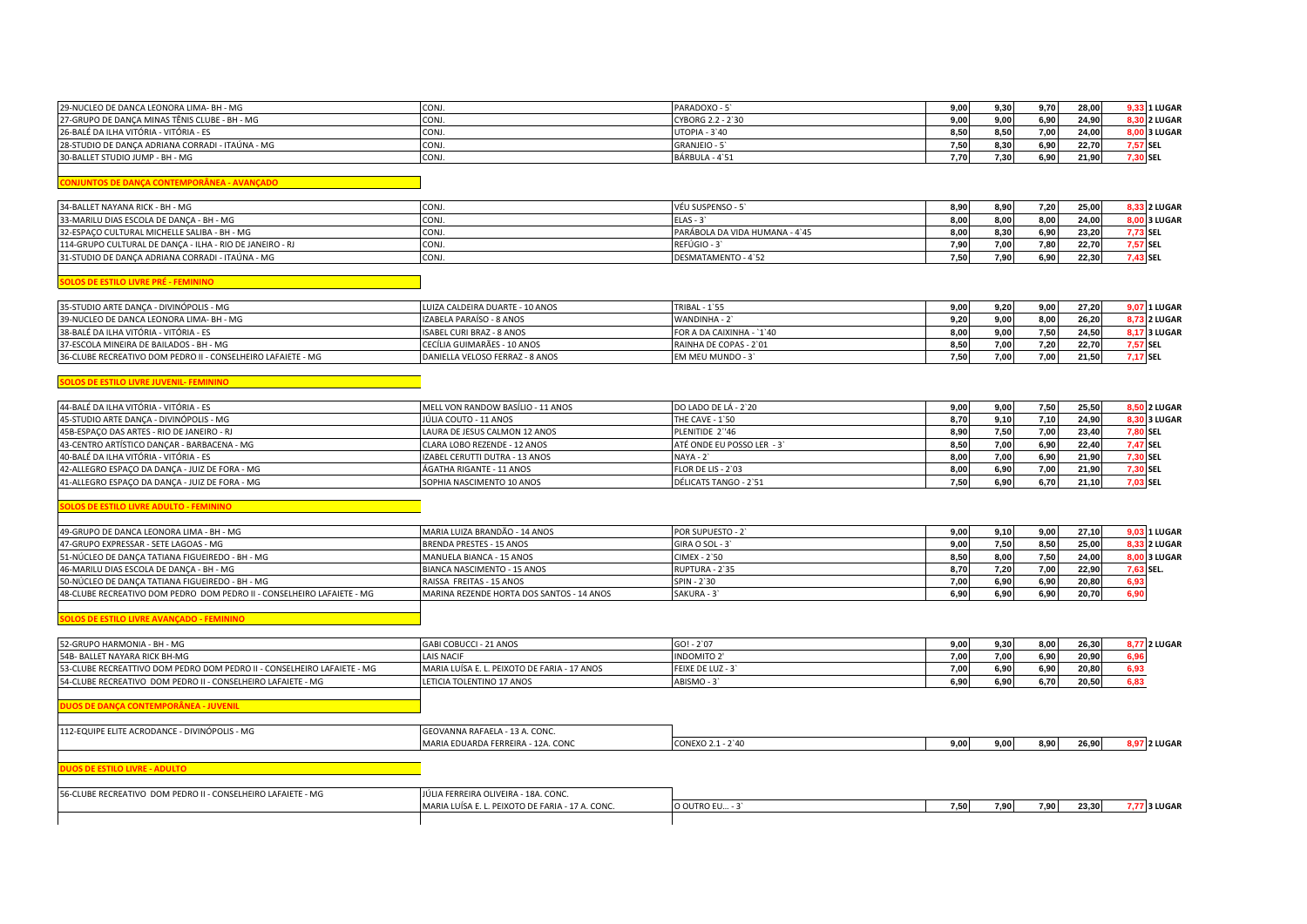| | | | | | | | | |
|---|---|---|---|---|---|---|---|---|
| 29-NUCLEO DE DANCA LEONORA LIMA- BH - MG | CONJ. | PARADOXO - 5` | 9,00 | 9,30 | 9,70 | 28,00 | 9,33 | 1 LUGAR |
| 27-GRUPO DE DANÇA MINAS TÊNIS CLUBE - BH - MG | CONJ. | CYBORG 2.2 - 2`30 | 9,00 | 9,00 | 6,90 | 24,90 | 8,30 | 2 LUGAR |
| 26-BALÉ DA ILHA VITÓRIA - VITÓRIA - ES | CONJ. | UTOPIA - 3`40 | 8,50 | 8,50 | 7,00 | 24,00 | 8,00 | 3 LUGAR |
| 28-STUDIO DE DANÇA ADRIANA CORRADI - ITAÚNA - MG | CONJ. | GRANJEIO - 5` | 7,50 | 8,30 | 6,90 | 22,70 | 7,57 | SEL |
| 30-BALLET STUDIO JUMP - BH - MG | CONJ. | BÁRBULA - 4`51 | 7,70 | 7,30 | 6,90 | 21,90 | 7,30 | SEL |

**CONJUNTOS DE DANÇA CONTEMPORÂNEA - AVANÇADO**

| | | | | | | | | |
|---|---|---|---|---|---|---|---|---|
| 34-BALLET NAYANA RICK - BH - MG | CONJ. | VÉU SUSPENSO - 5` | 8,90 | 8,90 | 7,20 | 25,00 | 8,33 | 2 LUGAR |
| 33-MARILU DIAS ESCOLA DE DANÇA - BH - MG | CONJ. | ELAS - 3` | 8,00 | 8,00 | 8,00 | 24,00 | 8,00 | 3 LUGAR |
| 32-ESPAÇO CULTURAL MICHELLE SALIBA - BH - MG | CONJ. | PARÁBOLA DA VIDA HUMANA - 4`45 | 8,00 | 8,30 | 6,90 | 23,20 | 7,73 | SEL |
| 114-GRUPO CULTURAL DE DANÇA - ILHA - RIO DE JANEIRO - RJ | CONJ. | REFÚGIO - 3` | 7,90 | 7,00 | 7,80 | 22,70 | 7,57 | SEL |
| 31-STUDIO DE DANÇA ADRIANA CORRADI - ITAÚNA - MG | CONJ. | DESMATAMENTO - 4`52 | 7,50 | 7,90 | 6,90 | 22,30 | 7,43 | SEL |

**SOLOS DE ESTILO LIVRE PRÉ - FEMININO**

| | | | | | | | | |
|---|---|---|---|---|---|---|---|---|
| 35-STUDIO ARTE DANÇA - DIVINÓPOLIS - MG | LUIZA CALDEIRA DUARTE - 10 ANOS | TRIBAL - 1`55 | 9,00 | 9,20 | 9,00 | 27,20 | 9,07 | 1 LUGAR |
| 39-NUCLEO DE DANCA LEONORA LIMA- BH - MG | IZABELA PARAÍSO - 8 ANOS | WANDINHA - 2` | 9,20 | 9,00 | 8,00 | 26,20 | 8,73 | 2 LUGAR |
| 38-BALÉ DA ILHA VITÓRIA - VITÓRIA - ES | ISABEL CURI BRAZ - 8 ANOS | FOR A DA CAIXINHA - `1`40 | 8,00 | 9,00 | 7,50 | 24,50 | 8,17 | 3 LUGAR |
| 37-ESCOLA MINEIRA DE BAILADOS - BH - MG | CECÍLIA GUIMARÃES - 10 ANOS | RAINHA DE COPAS - 2`01 | 8,50 | 7,00 | 7,20 | 22,70 | 7,57 | SEL |
| 36-CLUBE RECREATIVO DOM PEDRO II - CONSELHEIRO LAFAIETE - MG | DANIELLA VELOSO FERRAZ - 8 ANOS | EM MEU MUNDO - 3` | 7,50 | 7,00 | 7,00 | 21,50 | 7,17 | SEL |

**SOLOS DE ESTILO LIVRE JUVENIL- FEMININO**

| | | | | | | | | |
|---|---|---|---|---|---|---|---|---|
| 44-BALÉ DA ILHA VITÓRIA - VITÓRIA - ES | MELL VON RANDOW BASÍLIO - 11 ANOS | DO LADO DE LÁ - 2`20 | 9,00 | 9,00 | 7,50 | 25,50 | 8,50 | 2 LUGAR |
| 45-STUDIO ARTE DANÇA - DIVINÓPOLIS - MG | JÚLIA COUTO - 11 ANOS | THE CAVE - 1`50 | 8,70 | 9,10 | 7,10 | 24,90 | 8,30 | 3 LUGAR |
| 45B-ESPAÇO DAS ARTES - RIO DE JANEIRO - RJ | LAURA DE JESUS CALMON 12 ANOS | PLENITIDE 2''46 | 8,90 | 7,50 | 7,00 | 23,40 | 7,80 | SEL |
| 43-CENTRO ARTÍSTICO DANÇAR - BARBACENA - MG | CLARA LOBO REZENDE - 12 ANOS | ATÉ ONDE EU POSSO LER - 3` | 8,50 | 7,00 | 6,90 | 22,40 | 7,47 | SEL |
| 40-BALÉ DA ILHA VITÓRIA - VITÓRIA - ES | IZABEL CERUTTI DUTRA - 13 ANOS | NAYA - 2` | 8,00 | 7,00 | 6,90 | 21,90 | 7,30 | SEL |
| 42-ALLEGRO ESPAÇO DA DANÇA - JUIZ DE FORA - MG | ÁGATHA RIGANTE - 11 ANOS | FLOR DE LIS - 2`03 | 8,00 | 6,90 | 7,00 | 21,90 | 7,30 | SEL |
| 41-ALLEGRO ESPAÇO DA DANÇA - JUIZ DE FORA - MG | SOPHIA NASCIMENTO 10 ANOS | DÉLICATS TANGO - 2`51 | 7,50 | 6,90 | 6,70 | 21,10 | 7,03 | SEL |

**SOLOS DE ESTILO LIVRE ADULTO - FEMININO**

| | | | | | | | | |
|---|---|---|---|---|---|---|---|---|
| 49-GRUPO DE DANCA LEONORA LIMA - BH - MG | MARIA LUIZA BRANDÃO - 14 ANOS | POR SUPUESTO - 2` | 9,00 | 9,10 | 9,00 | 27,10 | 9,03 | 1 LUGAR |
| 47-GRUPO EXPRESSAR - SETE LAGOAS - MG | BRENDA PRESTES - 15 ANOS | GIRA O SOL - 3` | 9,00 | 7,50 | 8,50 | 25,00 | 8,33 | 2 LUGAR |
| 51-NÚCLEO DE DANÇA TATIANA FIGUEIREDO - BH - MG | MANUELA BIANCA - 15 ANOS | CIMEX - 2`50 | 8,50 | 8,00 | 7,50 | 24,00 | 8,00 | 3 LUGAR |
| 46-MARILU DIAS ESCOLA DE DANÇA - BH - MG | BIANCA NASCIMENTO - 15 ANOS | RUPTURA - 2`35 | 8,70 | 7,20 | 7,00 | 22,90 | 7,63 | SEL. |
| 50-NÚCLEO DE DANÇA TATIANA FIGUEIREDO - BH - MG | RAISSA FREITAS - 15 ANOS | SPIN - 2`30 | 7,00 | 6,90 | 6,90 | 20,80 | 6,93 | |
| 48-CLUBE RECREATIVO DOM PEDRO DOM PEDRO II - CONSELHEIRO LAFAIETE - MG | MARINA REZENDE HORTA DOS SANTOS - 14 ANOS | SAKURA - 3` | 6,90 | 6,90 | 6,90 | 20,70 | 6,90 | |

**SOLOS DE ESTILO LIVRE AVANÇADO - FEMININO**

| | | | | | | | | |
|---|---|---|---|---|---|---|---|---|
| 52-GRUPO HARMONIA - BH - MG | GABI COBUCCI - 21 ANOS | GO! - 2`07 | 9,00 | 9,30 | 8,00 | 26,30 | 8,77 | 2 LUGAR |
| 54B- BALLET NAYARA RICK BH-MG | LAIS NACIF | INDOMITO 2' | 7,00 | 7,00 | 6,90 | 20,90 | 6,96 | |
| 53-CLUBE RECREATTIVO DOM PEDRO DOM PEDRO II - CONSELHEIRO LAFAIETE - MG | MARIA LUÍSA E. L. PEIXOTO DE FARIA - 17 ANOS | FEIXE DE LUZ - 3` | 7,00 | 6,90 | 6,90 | 20,80 | 6,93 | |
| 54-CLUBE RECREATIVO DOM PEDRO II - CONSELHEIRO LAFAIETE - MG | LETICIA TOLENTINO 17 ANOS | ABISMO - 3` | 6,90 | 6,90 | 6,70 | 20,50 | 6,83 | |

**DUOS DE DANÇA CONTEMPORÂNEA - JUVENIL**

| | | | | | | | | |
|---|---|---|---|---|---|---|---|---|
| 112-EQUIPE ELITE ACRODANCE - DIVINÓPOLIS - MG | GEOVANNA RAFAELA - 13 A. CONC. MARIA EDUARDA FERREIRA - 12A. CONC | CONEXO 2.1 - 2`40 | 9,00 | 9,00 | 8,90 | 26,90 | 8,97 | 2 LUGAR |

**DUOS DE ESTILO LIVRE - ADULTO**

| | | | | | | | | |
|---|---|---|---|---|---|---|---|---|
| 56-CLUBE RECREATIVO DOM PEDRO II - CONSELHEIRO LAFAIETE - MG | JÚLIA FERREIRA OLIVEIRA - 18A. CONC. MARIA LUÍSA E. L. PEIXOTO DE FARIA - 17 A. CONC. | O OUTRO EU... - 3` | 7,50 | 7,90 | 7,90 | 23,30 | 7,77 | 3 LUGAR |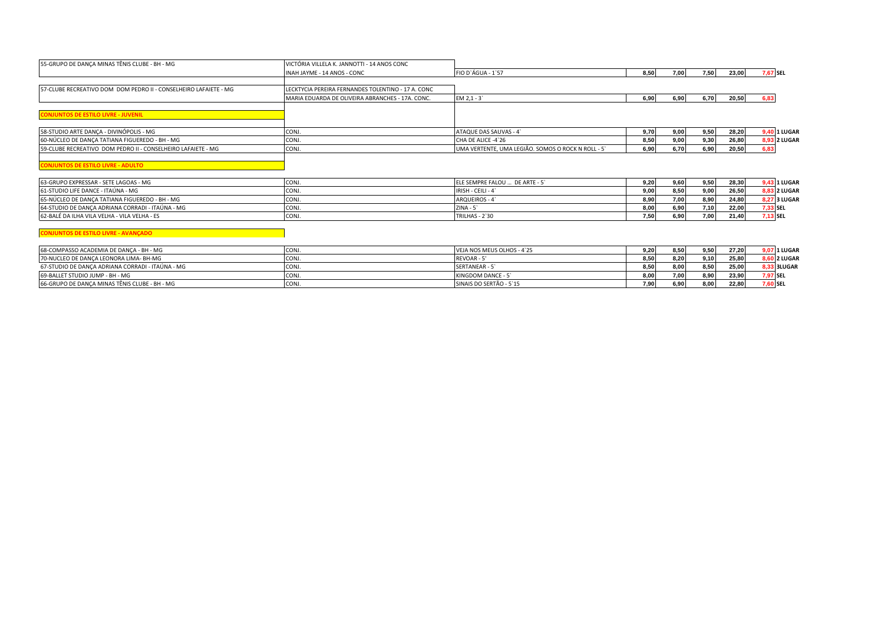| | | | | | | | | |
|---|---|---|---|---|---|---|---|---|
| 55-GRUPO DE DANÇA MINAS TÊNIS CLUBE - BH - MG | VICTÓRIA VILLELA K. JANNOTTI - 14 ANOS CONC | | | | | | | |
| | INAH JAYME - 14 ANOS - CONC | FIO D`ÁGUA - 1`57 | 8,50 | 7,00 | 7,50 | 23,00 | 7,67 | SEL |
| 57-CLUBE RECREATIVO DOM DOM PEDRO II - CONSELHEIRO LAFAIETE - MG | LECKTYCIA PEREIRA FERNANDES TOLENTINO - 17 A. CONC | | | | | | | |
| | MARIA EDUARDA DE OLIVEIRA ABRANCHES - 17A. CONC. | EM 2,1 - 3` | 6,90 | 6,90 | 6,70 | 20,50 | 6,83 | |

**CONJUNTOS DE ESTILO LIVRE - JUVENIL**

| | | | | | | | | |
|---|---|---|---|---|---|---|---|---|
| 58-STUDIO ARTE DANÇA - DIVINÓPOLIS - MG | CONJ. | ATAQUE DAS SAUVAS - 4` | 9,70 | 9,00 | 9,50 | 28,20 | 9,40 | 1 LUGAR |
| 60-NÚCLEO DE DANÇA TATIANA FIGUEREDO - BH - MG | CONJ. | CHA DE ALICE -4`26 | 8,50 | 9,00 | 9,30 | 26,80 | 8,93 | 2 LUGAR |
| 59-CLUBE RECREATIVO DOM PEDRO II - CONSELHEIRO LAFAIETE - MG | CONJ. | UMA VERTENTE, UMA LEGIÃO. SOMOS O ROCK N ROLL - 5` | 6,90 | 6,70 | 6,90 | 20,50 | 6,83 | |

**CONJUNTOS DE ESTILO LIVRE - ADULTO**

| | | | | | | | | |
|---|---|---|---|---|---|---|---|---|
| 63-GRUPO EXPRESSAR - SETE LAGOAS - MG | CONJ. | ELE SEMPRE FALOU ... DE ARTE - 5` | 9,20 | 9,60 | 9,50 | 28,30 | 9,43 | 1 LUGAR |
| 61-STUDIO LIFE DANCE - ITAÚNA - MG | CONJ. | IRISH - CEILI - 4` | 9,00 | 8,50 | 9,00 | 26,50 | 8,83 | 2 LUGAR |
| 65-NÚCLEO DE DANÇA TATIANA FIGUEREDO - BH - MG | CONJ. | ARQUEIROS - 4` | 8,90 | 7,00 | 8,90 | 24,80 | 8,27 | 3 LUGAR |
| 64-STUDIO DE DANÇA ADRIANA CORRADI - ITAÚNA - MG | CONJ. | ZINA - 5` | 8,00 | 6,90 | 7,10 | 22,00 | 7,33 | SEL |
| 62-BALÉ DA ILHA VILA VELHA - VILA VELHA - ES | CONJ. | TRILHAS - 2`30 | 7,50 | 6,90 | 7,00 | 21,40 | 7,13 | SEL |

**CONJUNTOS DE ESTILO LIVRE - AVANÇADO**

| | | | | | | | | |
|---|---|---|---|---|---|---|---|---|
| 68-COMPASSO ACADEMIA DE DANÇA - BH - MG | CONJ. | VEJA NOS MEUS OLHOS - 4`25 | 9,20 | 8,50 | 9,50 | 27,20 | 9,07 | 1 LUGAR |
| 70-NUCLEO DE DANÇA LEONORA LIMA- BH-MG | CONJ. | REVOAR - 5' | 8,50 | 8,20 | 9,10 | 25,80 | 8,60 | 2 LUGAR |
| 67-STUDIO DE DANÇA ADRIANA CORRADI - ITAÚNA - MG | CONJ. | SERTANEAR - 5` | 8,50 | 8,00 | 8,50 | 25,00 | 8,33 | 3LUGAR |
| 69-BALLET STUDIO JUMP - BH - MG | CONJ. | KINGDOM DANCE - 5` | 8,00 | 7,00 | 8,90 | 23,90 | 7,97 | SEL |
| 66-GRUPO DE DANÇA MINAS TÊNIS CLUBE - BH - MG | CONJ. | SINAIS DO SERTÃO - 5`15 | 7,90 | 6,90 | 8,00 | 22,80 | 7,60 | SEL |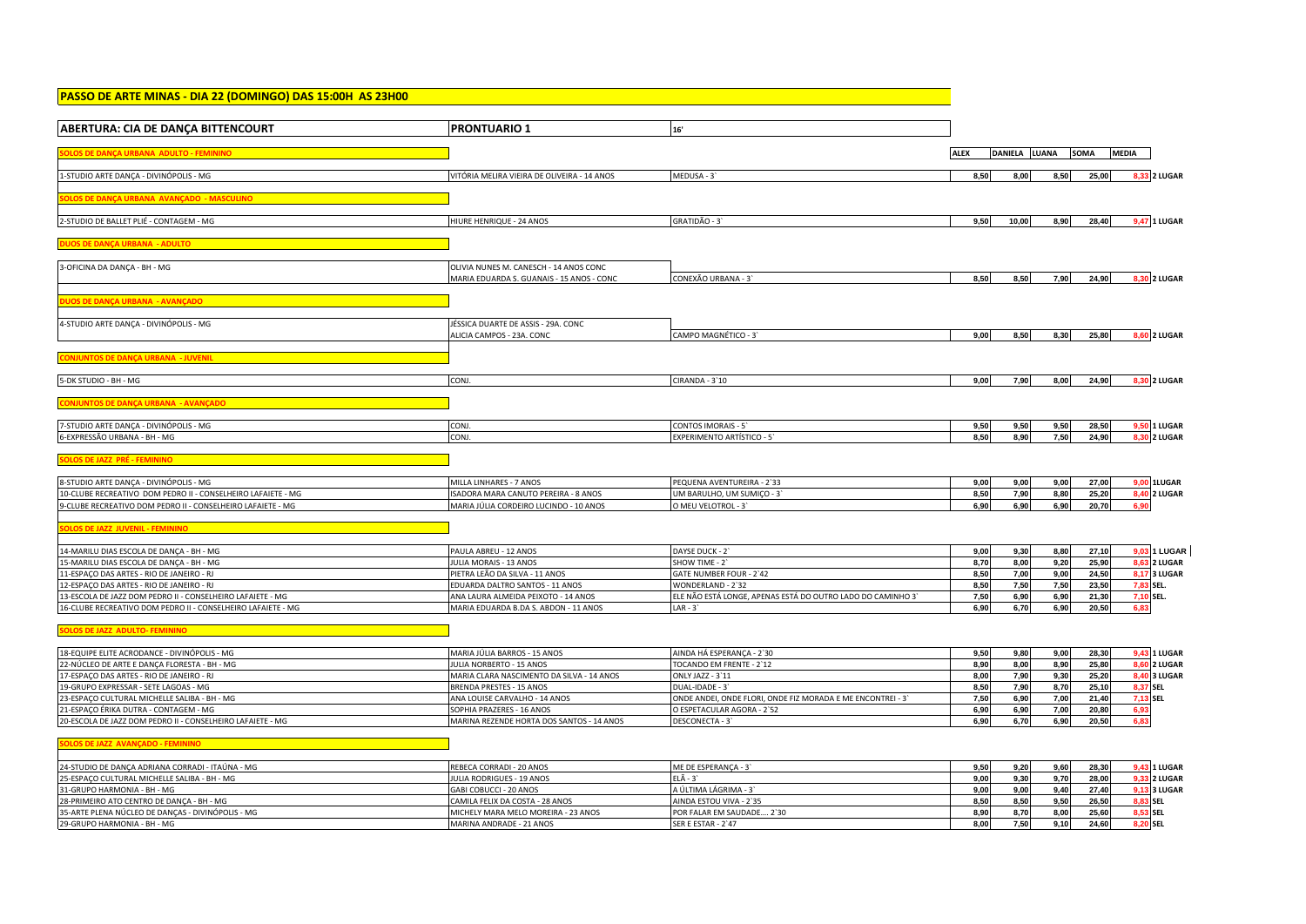# PASSO DE ARTE MINAS - DIA 22 (DOMINGO) DAS 15:00H AS 23H00

| ABERTURA: CIA DE DANÇA BITTENCOURT | PRONTUARIO 1 | 16' | | | | | | |
|---|---|---|---|---|---|---|---|---|
| **SOLOS DE DANÇA URBANA ADULTO - FEMININO** | | | ALEX | DANIELA | LUANA | SOMA | MEDIA | |
| 1-STUDIO ARTE DANÇA - DIVINÓPOLIS - MG | VITÓRIA MELIRA VIEIRA DE OLIVEIRA - 14 ANOS | MEDUSA - 3` | 8,50 | 8,00 | 8,50 | 25,00 | 8,33 | 2 LUGAR |
| **SOLOS DE DANÇA URBANA AVANÇADO - MASCULINO** | | | | | | | | |
| 2-STUDIO DE BALLET PLIÉ - CONTAGEM - MG | HIURE HENRIQUE - 24 ANOS | GRATIDÃO - 3` | 9,50 | 10,00 | 8,90 | 28,40 | 9,47 | 1 LUGAR |
| **DUOS DE DANÇA URBANA - ADULTO** | | | | | | | | |
| 3-OFICINA DA DANÇA - BH - MG | OLIVIA NUNES M. CANESCH - 14 ANOS CONC<br>MARIA EDUARDA S. GUANAIS - 15 ANOS - CONC | CONEXÃO URBANA - 3` | 8,50 | 8,50 | 7,90 | 24,90 | 8,30 | 2 LUGAR |
| **DUOS DE DANÇA URBANA - AVANÇADO** | | | | | | | | |
| 4-STUDIO ARTE DANÇA - DIVINÓPOLIS - MG | JÉSSICA DUARTE DE ASSIS - 29A. CONC<br>ALICIA CAMPOS - 23A. CONC | CAMPO MAGNÉTICO - 3` | 9,00 | 8,50 | 8,30 | 25,80 | 8,60 | 2 LUGAR |
| **CONJUNTOS DE DANÇA URBANA - JUVENIL** | | | | | | | | |
| 5-DK STUDIO - BH - MG | CONJ. | CIRANDA - 3`10 | 9,00 | 7,90 | 8,00 | 24,90 | 8,30 | 2 LUGAR |
| **CONJUNTOS DE DANÇA URBANA - AVANÇADO** | | | | | | | | |
| 7-STUDIO ARTE DANÇA - DIVINÓPOLIS - MG | CONJ. | CONTOS IMORAIS - 5` | 9,50 | 9,50 | 9,50 | 28,50 | 9,50 | 1 LUGAR |
| 6-EXPRESSÃO URBANA - BH - MG | CONJ. | EXPERIMENTO ARTÍSTICO - 5` | 8,50 | 8,90 | 7,50 | 24,90 | 8,30 | 2 LUGAR |
| **SOLOS DE JAZZ PRÉ - FEMININO** | | | | | | | | |
| 8-STUDIO ARTE DANÇA - DIVINÓPOLIS - MG | MILLA LINHARES - 7 ANOS | PEQUENA AVENTUREIRA - 2`33 | 9,00 | 9,00 | 9,00 | 27,00 | 9,00 | 1LUGAR |
| 10-CLUBE RECREATIVO DOM PEDRO II - CONSELHEIRO LAFAIETE - MG | ISADORA MARA CANUTO PEREIRA - 8 ANOS | UM BARULHO, UM SUMIÇO - 3` | 8,50 | 7,90 | 8,80 | 25,20 | 8,40 | 2 LUGAR |
| 9-CLUBE RECREATIVO DOM PEDRO II - CONSELHEIRO LAFAIETE - MG | MARIA JÚLIA CORDEIRO LUCINDO - 10 ANOS | O MEU VELOTROL - 3` | 6,90 | 6,90 | 6,90 | 20,70 | 6,90 | |
| **SOLOS DE JAZZ JUVENIL - FEMININO** | | | | | | | | |
| 14-MARILU DIAS ESCOLA DE DANÇA - BH - MG | PAULA ABREU - 12 ANOS | DAYSE DUCK - 2` | 9,00 | 9,30 | 8,80 | 27,10 | 9,03 | 1 LUGAR |
| 15-MARILU DIAS ESCOLA DE DANÇA - BH - MG | JULIA MORAIS - 13 ANOS | SHOW TIME - 2` | 8,70 | 8,00 | 9,20 | 25,90 | 8,63 | 2 LUGAR |
| 11-ESPAÇO DAS ARTES - RIO DE JANEIRO - RJ | PIETRA LEÃO DA SILVA - 11 ANOS | GATE NUMBER FOUR - 2`42 | 8,50 | 7,00 | 9,00 | 24,50 | 8,17 | 3 LUGAR |
| 12-ESPAÇO DAS ARTES - RIO DE JANEIRO - RJ | EDUARDA DALTRO SANTOS - 11 ANOS | WONDERLAND - 2`32 | 8,50 | 7,50 | 7,50 | 23,50 | 7,83 | SEL. |
| 13-ESCOLA DE JAZZ DOM PEDRO II - CONSELHEIRO LAFAIETE - MG | ANA LAURA ALMEIDA PEIXOTO - 14 ANOS | ELE NÃO ESTÁ LONGE, APENAS ESTÁ DO OUTRO LADO DO CAMINHO 3` | 7,50 | 6,90 | 6,90 | 21,30 | 7,10 | SEL. |
| 16-CLUBE RECREATIVO DOM PEDRO II - CONSELHEIRO LAFAIETE - MG | MARIA EDUARDA B.DA S. ABDON - 11 ANOS | LAR - 3` | 6,90 | 6,70 | 6,90 | 20,50 | 6,83 | |
| **SOLOS DE JAZZ ADULTO- FEMININO** | | | | | | | | |
| 18-EQUIPE ELITE ACRODANCE - DIVINÓPOLIS - MG | MARIA JÚLIA BARROS - 15 ANOS | AINDA HÁ ESPERANÇA - 2`30 | 9,50 | 9,80 | 9,00 | 28,30 | 9,43 | 1 LUGAR |
| 22-NÚCLEO DE ARTE E DANÇA FLORESTA - BH - MG | JULIA NORBERTO - 15 ANOS | TOCANDO EM FRENTE - 2`12 | 8,90 | 8,00 | 8,90 | 25,80 | 8,60 | 2 LUGAR |
| 17-ESPAÇO DAS ARTES - RIO DE JANEIRO - RJ | MARIA CLARA NASCIMENTO DA SILVA - 14 ANOS | ONLY JAZZ - 3`11 | 8,00 | 7,90 | 9,30 | 25,20 | 8,40 | 3 LUGAR |
| 19-GRUPO EXPRESSAR - SETE LAGOAS - MG | BRENDA PRESTES - 15 ANOS | DUAL-IDADE - 3` | 8,50 | 7,90 | 8,70 | 25,10 | 8,37 | SEL |
| 23-ESPAÇO CULTURAL MICHELLE SALIBA - BH - MG | ANA LOUISE CARVALHO - 14 ANOS | ONDE ANDEI, ONDE FLORI, ONDE FIZ MORADA E ME ENCONTREI - 3` | 7,50 | 6,90 | 7,00 | 21,40 | 7,13 | SEL |
| 21-ESPAÇO ÉRIKA DUTRA - CONTAGEM - MG | SOPHIA PRAZERES - 16 ANOS | O ESPETACULAR AGORA - 2`52 | 6,90 | 6,90 | 7,00 | 20,80 | 6,93 | |
| 20-ESCOLA DE JAZZ DOM PEDRO II - CONSELHEIRO LAFAIETE - MG | MARINA REZENDE HORTA DOS SANTOS - 14 ANOS | DESCONECTA - 3` | 6,90 | 6,70 | 6,90 | 20,50 | 6,83 | |
| **SOLOS DE JAZZ AVANÇADO - FEMININO** | | | | | | | | |
| 24-STUDIO DE DANÇA ADRIANA CORRADI - ITAÚNA - MG | REBECA CORRADI - 20 ANOS | ME DE ESPERANÇA - 3` | 9,50 | 9,20 | 9,60 | 28,30 | 9,43 | 1 LUGAR |
| 25-ESPAÇO CULTURAL MICHELLE SALIBA - BH - MG | JULIA RODRIGUES - 19 ANOS | ELÃ - 3` | 9,00 | 9,30 | 9,70 | 28,00 | 9,33 | 2 LUGAR |
| 31-GRUPO HARMONIA - BH - MG | GABI COBUCCI - 20 ANOS | A ÚLTIMA LÁGRIMA - 3` | 9,00 | 9,00 | 9,40 | 27,40 | 9,13 | 3 LUGAR |
| 28-PRIMEIRO ATO CENTRO DE DANÇA - BH - MG | CAMILA FELIX DA COSTA - 28 ANOS | AINDA ESTOU VIVA - 2`35 | 8,50 | 8,50 | 9,50 | 26,50 | 8,83 | SEL |
| 35-ARTE PLENA NÚCLEO DE DANÇAS - DIVINÓPOLIS - MG | MICHELY MARA MELO MOREIRA - 23 ANOS | POR FALAR EM SAUDADE.... 2`30 | 8,90 | 8,70 | 8,00 | 25,60 | 8,53 | SEL |
| 29-GRUPO HARMONIA - BH - MG | MARINA ANDRADE - 21 ANOS | SER E ESTAR - 2`47 | 8,00 | 7,50 | 9,10 | 24,60 | 8,20 | SEL |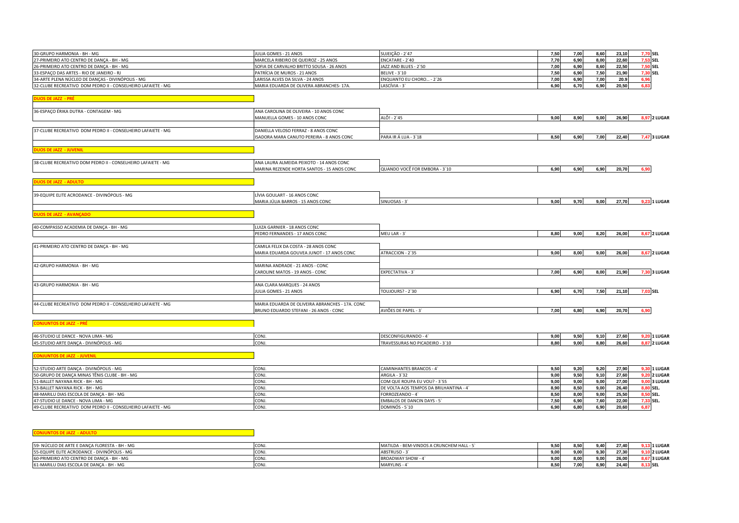| | | | | | | | | |
|---|---|---|---|---|---|---|---|---|
| 30-GRUPO HARMONIA - BH - MG | JULIA GOMES - 21 ANOS | SUJEIÇÃO - 2`47 | 7,50 | 7,00 | 8,60 | 23,10 | 7,70 | SEL |
| 27-PRIMEIRO ATO CENTRO DE DANÇA - BH - MG | MARCELA RIBEIRO DE QUEIROZ - 25 ANOS | ENCATARE - 2`40 | 7,70 | 6,90 | 8,00 | 22,60 | 7,53 | SEL |
| 26-PRIMEIRO ATO CENTRO DE DANÇA - BH - MG | SOFIA DE CARVALHO BRITTO SOUSA - 26 ANOS | JAZZ AND BLUES - 2`50 | 7,00 | 6,90 | 8,60 | 22,50 | 7,50 | SEL |
| 33-ESPAÇO DAS ARTES - RIO DE JANEIRO - RJ | PATRÍCIA DE MUROS - 21 ANOS | BELIVE - 3`10 | 7,50 | 6,90 | 7,50 | 21,90 | 7,30 | SEL |
| 34-ARTE PLENA NÚCLEO DE DANÇAS - DIVINÓPOLIS - MG | LARISSA ALVES DA SILVA - 24 ANOS | ENQUANTO EU CHORO... - 2`26 | 7,00 | 6,90 | 7,00 | 20.9 | 6,96 | |
| 32-CLUBE RECREATIVO DOM PEDRO II - CONSELHEIRO LAFAIETE - MG | MARIA EDUARDA DE OLIVERA ABRANCHES- 17A. | LASCÍVIA - 3` | 6,90 | 6,70 | 6,90 | 20,50 | 6,83 | |

**DUOS DE JAZZ - PRÉ**

| | | | | | | | | |
|---|---|---|---|---|---|---|---|---|
| 36-ESPAÇO ÉRIKA DUTRA - CONTAGEM - MG | ANA CAROLINA DE OLIVEIRA - 10 ANOS CONC<br>MANUELLA GOMES - 10 ANOS CONC | ALÔ! - 2`45 | 9,00 | 8,90 | 9,00 | 26,90 | 8,97 | 2 LUGAR |
| 37-CLUBE RECREATIVO DOM PEDRO II - CONSELHEIRO LAFAIETE - MG | DANIELLA VELOSO FERRAZ - 8 ANOS CONC<br>ISADORA MARA CANUTO PEREIRA - 8 ANOS CONC | PARA IR Á LUA - 3`18 | 8,50 | 6,90 | 7,00 | 22,40 | 7,47 | 3 LUGAR |

**DUOS DE JAZZ - JUVENIL**

| | | | | | | | | |
|---|---|---|---|---|---|---|---|---|
| 38-CLUBE RECREATIVO DOM PEDRO II - CONSELHEIRO LAFAIETE - MG | ANA LAURA ALMEIDA PEIXOTO - 14 ANOS CONC<br>MARINA REZENDE HORTA SANTOS - 15 ANOS CONC | QUANDO VOCÊ FOR EMBORA - 3`10 | 6,90 | 6,90 | 6,90 | 20,70 | 6,90 | |

**DUOS DE JAZZ - ADULTO**

| | | | | | | | | |
|---|---|---|---|---|---|---|---|---|
| 39-EQUIPE ELITE ACRODANCE - DIVINÓPOLIS - MG | LÍVIA GOULART - 16 ANOS CONC<br>MARIA JÚLIA BARROS - 15 ANOS CONC | SINUOSAS - 3` | 9,00 | 9,70 | 9,00 | 27,70 | 9,23 | 1 LUGAR |

**DUOS DE JAZZ - AVANÇADO**

| | | | | | | | | |
|---|---|---|---|---|---|---|---|---|
| 40-COMPASSO ACADEMIA DE DANÇA - BH - MG | LUIZA GARNIER - 18 ANOS CONC<br>PEDRO FERNANDES - 17 ANOS CONC | MEU LAR - 3` | 8,80 | 9,00 | 8,20 | 26,00 | 8,67 | 2 LUGAR |
| 41-PRIMEIRO ATO CENTRO DE DANÇA - BH - MG | CAMILA FELIX DA COSTA - 28 ANOS CONC<br>MARIA EDUARDA GOUVEA JUNOT - 17 ANOS CONC | ATRACCION - 2`35 | 9,00 | 8,00 | 9,00 | 26,00 | 8,67 | 2 LUGAR |
| 42-GRUPO HARMONIA - BH - MG | MARINA ANDRADE - 21 ANOS - CONC<br>CAROLINE MATOS - 19 ANOS - CONC | EXPECTATIVA - 3` | 7,00 | 6,90 | 8,00 | 21,90 | 7,30 | 3 LUGAR |
| 43-GRUPO HARMONIA - BH - MG | ANA CLARA MARQUES - 24 ANOS<br>JULIA GOMES - 21 ANOS | TOUJOURS? - 2`30 | 6,90 | 6,70 | 7,50 | 21,10 | 7,03 | SEL |
| 44-CLUBE RECREATIVO DOM PEDRO II - CONSELHEIRO LAFAIETE - MG | MARIA EDUARDA DE OLIVEIRA ABRANCHES - 17A. CONC<br>BRUNO EDUARDO STEFANI - 26 ANOS - CONC | AVIÕES DE PAPEL - 3` | 7,00 | 6,80 | 6,90 | 20,70 | 6,90 | |

**CONJUNTOS DE JAZZ - PRÉ**

| | | | | | | | | |
|---|---|---|---|---|---|---|---|---|
| 46-STUDIO LE DANCE - NOVA LIMA - MG | CONJ. | DESCONFIGURANDO - 4` | 9,00 | 9,50 | 9,10 | 27,60 | 9,20 | 1 LUGAR |
| 45-STUDIO ARTE DANÇA - DIVINÓPOLIS - MG | CONJ. | TRAVESSURAS NO PICADEIRO - 3`10 | 8,80 | 9,00 | 8,80 | 26,60 | 8,87 | 2 LUGAR |

**CONJUNTOS DE JAZZ - JUVENIL**

| | | | | | | | | |
|---|---|---|---|---|---|---|---|---|
| 52-STUDIO ARTE DANÇA - DIVINÓPOLIS - MG | CONJ. | CAMINHANTES BRANCOS - 4` | 9,50 | 9,20 | 9,20 | 27,90 | 9,30 | 1 LUGAR |
| 50-GRUPO DE DANÇA MINAS TÊNIS CLUBE - BH - MG | CONJ. | ARGILA - 3`32 | 9,00 | 9,50 | 9,10 | 27,60 | 9,20 | 2 LUGAR |
| 51-BALLET NAYANA RICK - BH - MG | CONJ. | COM QUE ROUPA EU VOU? - 3`55 | 9,00 | 9,00 | 9,00 | 27,00 | 9,00 | 3 LUGAR |
| 53-BALLET NAYANA RICK - BH - MG | CONJ. | DE VOLTA AOS TEMPOS DA BRILHANTINA - 4` | 8,90 | 8,50 | 9,00 | 26,40 | 8,80 | SEL. |
| 48-MARILU DIAS ESCOLA DE DANÇA - BH - MG | CONJ. | FORROZEANDO - 4` | 8,50 | 8,00 | 9,00 | 25,50 | 8,50 | SEL. |
| 47-STUDIO LE DANCE - NOVA LIMA - MG | CONJ. | EMBALOS DE DANCIN DAYS - 5` | 7,50 | 6,90 | 7,60 | 22,00 | 7,33 | SEL. |
| 49-CLUBE RECREATIVO DOM PEDRO II - CONSELHEIRO LAFAIETE - MG | CONJ. | DOMINÓS - 5`10 | 6,90 | 6,80 | 6,90 | 20,60 | 6,87 | |

**CONJUNTOS DE JAZZ - ADULTO**

| | | | | | | | | |
|---|---|---|---|---|---|---|---|---|
| 59- NÚCLEO DE ARTE E DANÇA FLORESTA - BH - MG | CONJ. | MATILDA - BEM-VINDOS A CRUNCHEM HALL - 5` | 9,50 | 8,50 | 9,40 | 27,40 | 9,13 | 1 LUGAR |
| 55-EQUIPE ELITE ACRODANCE - DIVINÓPOLIS - MG | CONJ. | ABSTRUSO - 3` | 9,00 | 9,00 | 9,30 | 27,30 | 9,10 | 2 LUGAR |
| 60-PRIMEIRO ATO CENTRO DE DANÇA - BH - MG | CONJ. | BROADWAY SHOW - 4` | 9,00 | 8,00 | 9,00 | 26,00 | 8,67 | 3 LUGAR |
| 61-MARILU DIAS ESCOLA DE DANÇA - BH - MG | CONJ. | MARYLINS - 4` | 8,50 | 7,00 | 8,90 | 24,40 | 8,13 | SEL |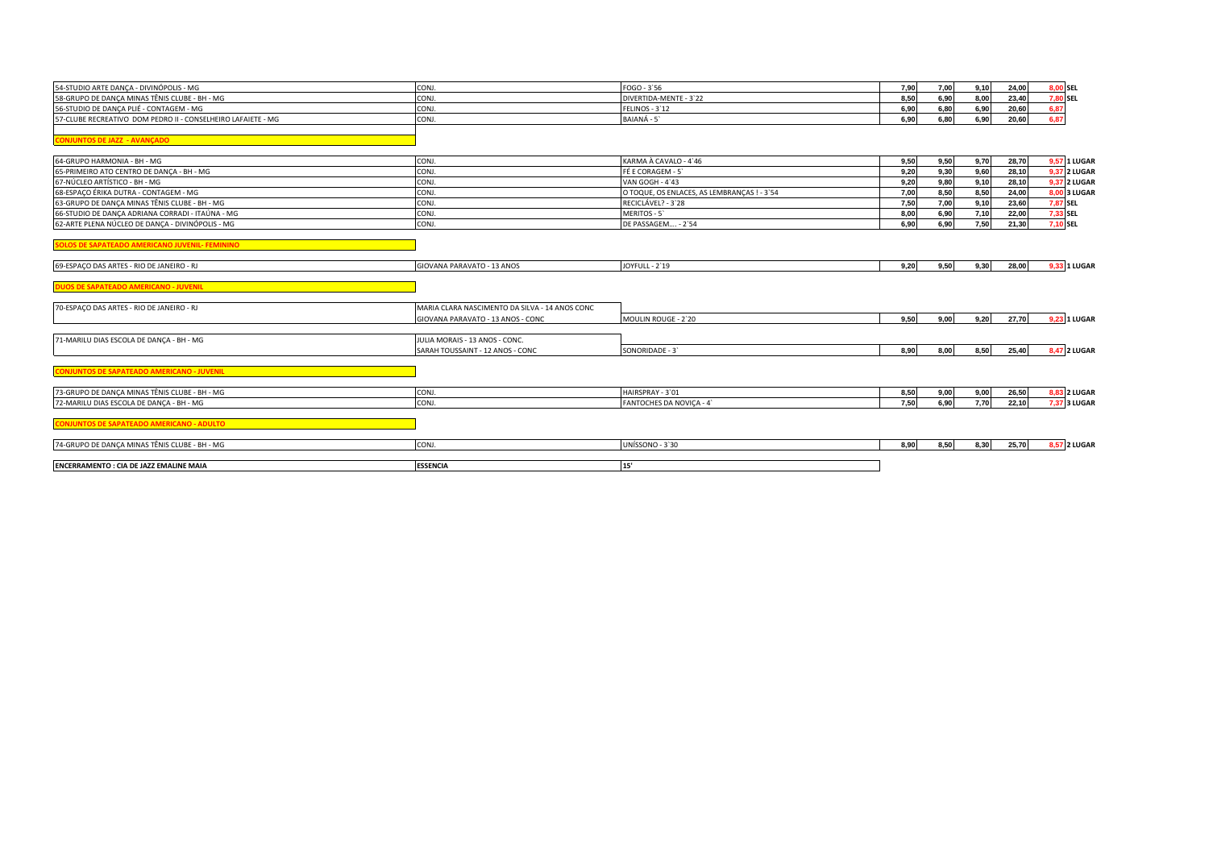| | | | | | | | | |
|---|---|---|---|---|---|---|---|---|
| 54-STUDIO ARTE DANÇA - DIVINÓPOLIS - MG | CONJ. | FOGO - 3`56 | 7,90 | 7,00 | 9,10 | 24,00 | 8,00 | SEL |
| 58-GRUPO DE DANÇA MINAS TÊNIS CLUBE - BH - MG | CONJ. | DIVERTIDA-MENTE - 3`22 | 8,50 | 6,90 | 8,00 | 23,40 | 7,80 | SEL |
| 56-STUDIO DE DANÇA PLIÉ - CONTAGEM - MG | CONJ. | FELINOS - 3`12 | 6,90 | 6,80 | 6,90 | 20,60 | 6,87 | |
| 57-CLUBE RECREATIVO DOM PEDRO II - CONSELHEIRO LAFAIETE - MG | CONJ. | BAIANÁ - 5` | 6,90 | 6,80 | 6,90 | 20,60 | 6,87 | |

**CONJUNTOS DE JAZZ - AVANÇADO**

| | | | | | | | | |
|---|---|---|---|---|---|---|---|---|
| 64-GRUPO HARMONIA - BH - MG | CONJ. | KARMA À CAVALO - 4`46 | 9,50 | 9,50 | 9,70 | 28,70 | 9,57 | 1 LUGAR |
| 65-PRIMEIRO ATO CENTRO DE DANÇA - BH - MG | CONJ. | FÉ E CORAGEM - 5` | 9,20 | 9,30 | 9,60 | 28,10 | 9,37 | 2 LUGAR |
| 67-NÚCLEO ARTÍSTICO - BH - MG | CONJ. | VAN GOGH - 4`43 | 9,20 | 9,80 | 9,10 | 28,10 | 9,37 | 2 LUGAR |
| 68-ESPAÇO ÉRIKA DUTRA - CONTAGEM - MG | CONJ. | O TOQUE, OS ENLACES, AS LEMBRANÇAS ! - 3`54 | 7,00 | 8,50 | 8,50 | 24,00 | 8,00 | 3 LUGAR |
| 63-GRUPO DE DANÇA MINAS TÊNIS CLUBE - BH - MG | CONJ. | RECICLÁVEL? - 3`28 | 7,50 | 7,00 | 9,10 | 23,60 | 7,87 | SEL |
| 66-STUDIO DE DANÇA ADRIANA CORRADI - ITAÚNA - MG | CONJ. | MERITOS - 5` | 8,00 | 6,90 | 7,10 | 22,00 | 7,33 | SEL |
| 62-ARTE PLENA NÚCLEO DE DANÇA - DIVINÓPOLIS - MG | CONJ. | DE PASSAGEM.... - 2`54 | 6,90 | 6,90 | 7,50 | 21,30 | 7,10 | SEL |

**SOLOS DE SAPATEADO AMERICANO JUVENIL- FEMININO**

| | | | | | | | | |
|---|---|---|---|---|---|---|---|---|
| 69-ESPAÇO DAS ARTES - RIO DE JANEIRO - RJ | GIOVANA PARAVATO - 13 ANOS | JOYFULL - 2`19 | 9,20 | 9,50 | 9,30 | 28,00 | 9,33 | 1 LUGAR |

**DUOS DE SAPATEADO AMERICANO - JUVENIL**

| | | | | | | | | |
|---|---|---|---|---|---|---|---|---|
| 70-ESPAÇO DAS ARTES - RIO DE JANEIRO - RJ | MARIA CLARA NASCIMENTO DA SILVA - 14 ANOS CONC | | | | | | | |
| | GIOVANA PARAVATO - 13 ANOS - CONC | MOULIN ROUGE - 2`20 | 9,50 | 9,00 | 9,20 | 27,70 | 9,23 | 1 LUGAR |
| 71-MARILU DIAS ESCOLA DE DANÇA - BH - MG | JULIA MORAIS - 13 ANOS - CONC. | | | | | | | |
| | SARAH TOUSSAINT - 12 ANOS - CONC | SONORIDADE - 3` | 8,90 | 8,00 | 8,50 | 25,40 | 8,47 | 2 LUGAR |

**CONJUNTOS DE SAPATEADO AMERICANO - JUVENIL**

| | | | | | | | | |
|---|---|---|---|---|---|---|---|---|
| 73-GRUPO DE DANÇA MINAS TÊNIS CLUBE - BH - MG | CONJ. | HAIRSPRAY - 3`01 | 8,50 | 9,00 | 9,00 | 26,50 | 8,83 | 2 LUGAR |
| 72-MARILU DIAS ESCOLA DE DANÇA - BH - MG | CONJ. | FANTOCHES DA NOVIÇA - 4` | 7,50 | 6,90 | 7,70 | 22,10 | 7,37 | 3 LUGAR |

**CONJUNTOS DE SAPATEADO AMERICANO - ADULTO**

| | | | | | | | | |
|---|---|---|---|---|---|---|---|---|
| 74-GRUPO DE DANÇA MINAS TÊNIS CLUBE - BH - MG | CONJ. | UNÍSSONO - 3`30 | 8,90 | 8,50 | 8,30 | 25,70 | 8,57 | 2 LUGAR |

| | | |
|---|---|---|
| **ENCERRAMENTO : CIA DE JAZZ EMALINE MAIA** | **ESSENCIA** | **15'** |